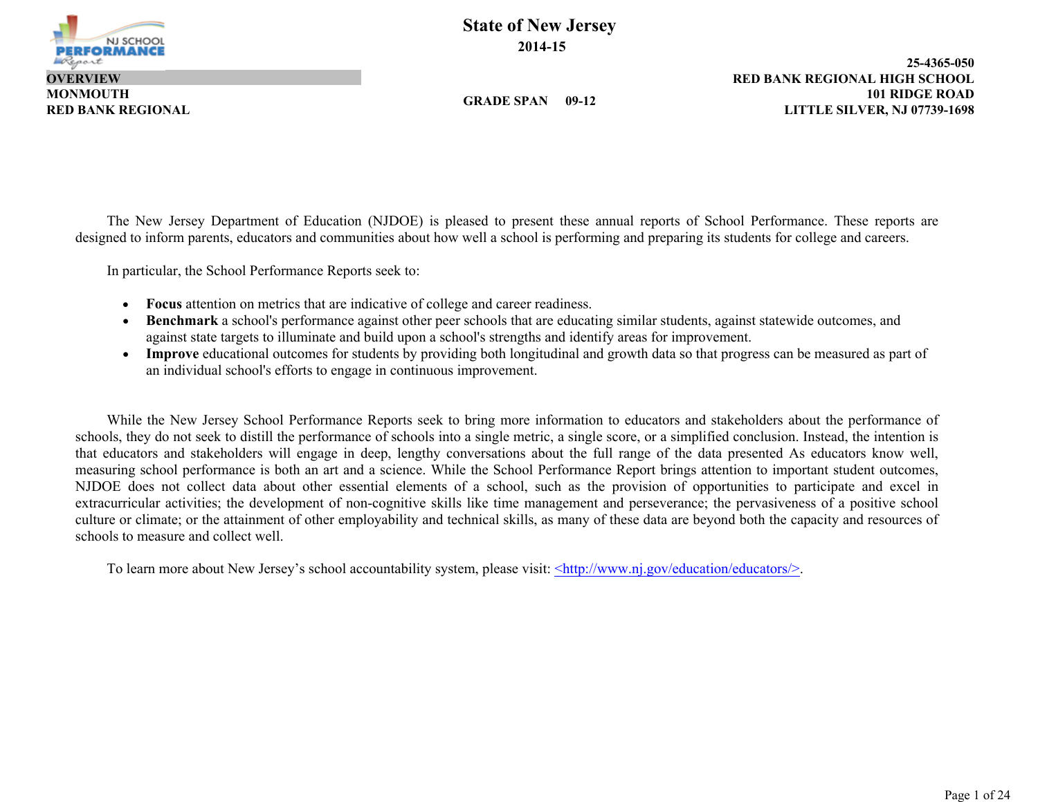# State of New Jersey

**2014-15**

**OVERVIEW**

**MONMOUTH**

**RED BANK REGIONAL**

**GRADE SPAN 09-12**

**25-4365-050**

**RED BANK REGIONAL HIGH SCHOOL**

**101 RIDGE ROAD**

**LITTLE SILVER, NJ 07739-1698**

The New Jersey Department of Education (NJDOE) is pleased to present these annual reports of School Performance. These reports are designed to inform parents, educators and communities about how well a school is performing and preparing its students for college and careers.

In particular, the School Performance Reports seek to:

- **Focus** attention on metrics that are indicative of college and career readiness.
- **Benchmark** a school's performance against other peer schools that are educating similar students, against statewide outcomes, and against state targets to illuminate and build upon a school's strengths and identify areas for improvement.
- **Improve** educational outcomes for students by providing both longitudinal and growth data so that progress can be measured as part of an individual school's efforts to engage in continuous improvement.

While the New Jersey School Performance Reports seek to bring more information to educators and stakeholders about the performance of schools, they do not seek to distill the performance of schools into a single metric, a single score, or a simplified conclusion. Instead, the intention is that educators and stakeholders will engage in deep, lengthy conversations about the full range of the data presented As educators know well, measuring school performance is both an art and a science. While the School Performance Report brings attention to important student outcomes, NJDOE does not collect data about other essential elements of a school, such as the provision of opportunities to participate and excel in extracurricular activities; the development of non-cognitive skills like time management and perseverance; the pervasiveness of a positive school culture or climate; or the attainment of other employability and technical skills, as many of these data are beyond both the capacity and resources of schools to measure and collect well.

To learn more about New Jersey's school accountability system, please visit: <http://www.nj.gov/education/educators/>.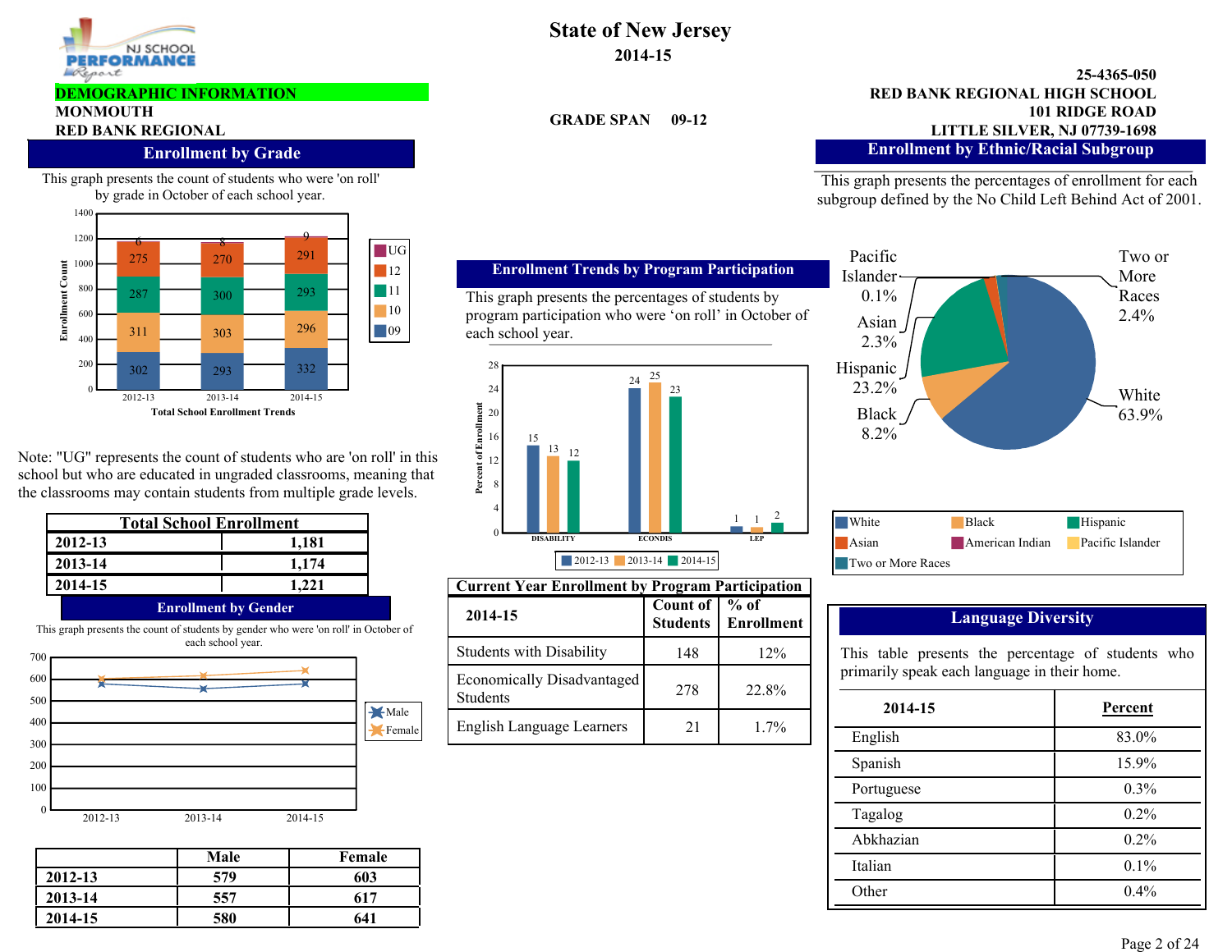# State of New Jersey

**2014-15**

**DEMOGRAPHIC INFORMATION**

**MONMOUTH**

**RED BANK REGIONAL**

**GRADE SPAN 09-12**

**25-4365-050**
**RED BANK REGIONAL HIGH SCHOOL**
**101 RIDGE ROAD**
**LITTLE SILVER, NJ 07739-1698**

## Enrollment by Grade

This graph presents the count of students who were 'on roll' by grade in October of each school year.

Total School Enrollment Trends

| Grade | 2012-13 | 2013-14 | 2014-15 |
|---|---|---|---|
| 09 | 302 | 293 | 332 |
| 10 | 311 | 303 | 296 |
| 11 | 287 | 300 | 293 |
| 12 | 275 | 270 | 291 |
| UG | 6 | 8 | 9 |

Note: "UG" represents the count of students who are 'on roll' in this school but who are educated in ungraded classrooms, meaning that the classrooms may contain students from multiple grade levels.

| Total School Enrollment | |
|---|---|
| 2012-13 | 1,181 |
| 2013-14 | 1,174 |
| 2014-15 | 1,221 |

## Enrollment by Gender

This graph presents the count of students by gender who were 'on roll' in October of each school year.

| | Male | Female |
|---|---|---|
| 2012-13 | 579 | 603 |
| 2013-14 | 557 | 617 |
| 2014-15 | 580 | 641 |

## Enrollment Trends by Program Participation

This graph presents the percentages of students by program participation who were 'on roll' in October of each school year.

| | 2012-13 | 2013-14 | 2014-15 |
|---|---|---|---|
| DISABILITY | 15 | 13 | 12 |
| ECONDIS | 24 | 25 | 23 |
| LEP | 1 | 1 | 2 |

## Current Year Enrollment by Program Participation

| 2014-15 | Count of Students | % of Enrollment |
|---|---|---|
| Students with Disability | 148 | 12% |
| Economically Disadvantaged Students | 278 | 22.8% |
| English Language Learners | 21 | 1.7% |

## Enrollment by Ethnic/Racial Subgroup

This graph presents the percentages of enrollment for each subgroup defined by the No Child Left Behind Act of 2001.

| Subgroup | Percent |
|---|---|
| White | 63.9% |
| Hispanic | 23.2% |
| Black | 8.2% |
| Two or More Races | 2.4% |
| Asian | 2.3% |
| Pacific Islander | 0.1% |

## Language Diversity

This table presents the percentage of students who primarily speak each language in their home.

| 2014-15 | Percent |
|---|---|
| English | 83.0% |
| Spanish | 15.9% |
| Portuguese | 0.3% |
| Tagalog | 0.2% |
| Abkhazian | 0.2% |
| Italian | 0.1% |
| Other | 0.4% |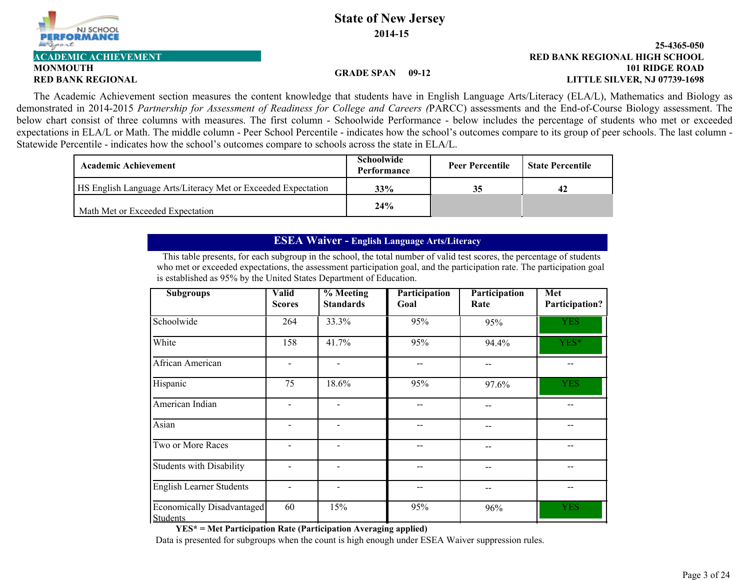# State of New Jersey

**2014-15**

**ACADEMIC ACHIEVEMENT**

**MONMOUTH**
**RED BANK REGIONAL**

**GRADE SPAN 09-12**

**25-4365-050**
**RED BANK REGIONAL HIGH SCHOOL**
**101 RIDGE ROAD**
**LITTLE SILVER, NJ 07739-1698**

The Academic Achievement section measures the content knowledge that students have in English Language Arts/Literacy (ELA/L), Mathematics and Biology as demonstrated in 2014-2015 *Partnership for Assessment of Readiness for College and Careers (*PARCC) assessments and the End-of-Course Biology assessment. The below chart consist of three columns with measures. The first column - Schoolwide Performance - below includes the percentage of students who met or exceeded expectations in ELA/L or Math. The middle column - Peer School Percentile - indicates how the school's outcomes compare to its group of peer schools. The last column - Statewide Percentile - indicates how the school's outcomes compare to schools across the state in ELA/L.

| Academic Achievement | Schoolwide Performance | Peer Percentile | State Percentile |
|---|---|---|---|
| HS English Language Arts/Literacy Met or Exceeded Expectation | 33% | 35 | 42 |
| Math Met or Exceeded Expectation | 24% | | |

## ESEA Waiver - English Language Arts/Literacy

This table presents, for each subgroup in the school, the total number of valid test scores, the percentage of students who met or exceeded expectations, the assessment participation goal, and the participation rate. The participation goal is established as 95% by the United States Department of Education.

| Subgroups | Valid Scores | % Meeting Standards | Participation Goal | Participation Rate | Met Participation? |
|---|---|---|---|---|---|
| Schoolwide | 264 | 33.3% | 95% | 95% | YES |
| White | 158 | 41.7% | 95% | 94.4% | YES* |
| African American | - | - | -- | -- | -- |
| Hispanic | 75 | 18.6% | 95% | 97.6% | YES |
| American Indian | - | - | -- | -- | -- |
| Asian | - | - | -- | -- | -- |
| Two or More Races | - | - | -- | -- | -- |
| Students with Disability | - | - | -- | -- | -- |
| English Learner Students | - | - | -- | -- | -- |
| Economically Disadvantaged Students | 60 | 15% | 95% | 96% | YES |

**YES\* = Met Participation Rate (Participation Averaging applied)**

Data is presented for subgroups when the count is high enough under ESEA Waiver suppression rules.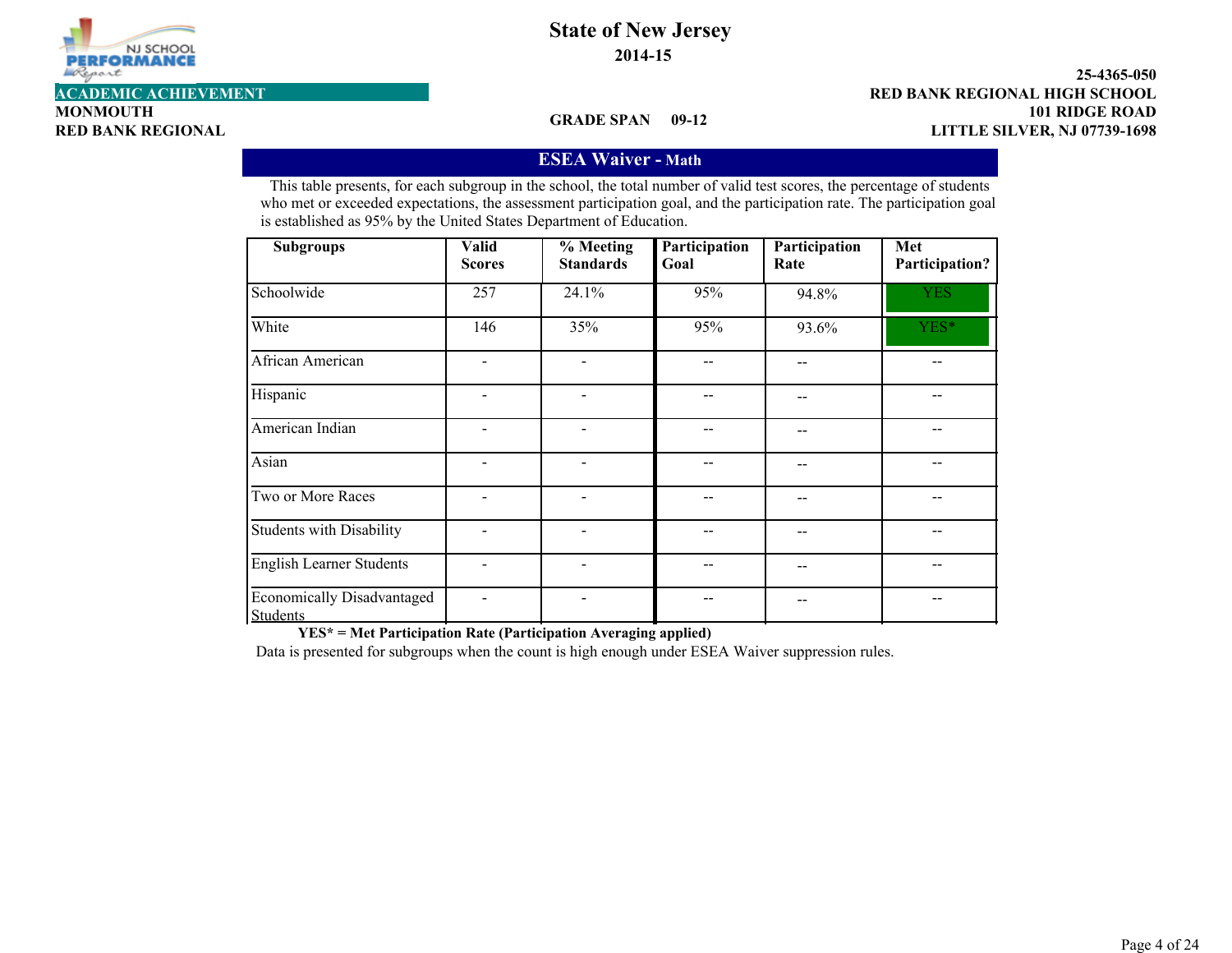# State of New Jersey

**2014-15**

**ACADEMIC ACHIEVEMENT**

**MONMOUTH**

**RED BANK REGIONAL**

**GRADE SPAN 09-12**

**25-4365-050**
**RED BANK REGIONAL HIGH SCHOOL**
**101 RIDGE ROAD**
**LITTLE SILVER, NJ 07739-1698**

## ESEA Waiver - Math

This table presents, for each subgroup in the school, the total number of valid test scores, the percentage of students who met or exceeded expectations, the assessment participation goal, and the participation rate. The participation goal is established as 95% by the United States Department of Education.

| Subgroups | Valid Scores | % Meeting Standards | Participation Goal | Participation Rate | Met Participation? |
|---|---|---|---|---|---|
| Schoolwide | 257 | 24.1% | 95% | 94.8% | YES |
| White | 146 | 35% | 95% | 93.6% | YES* |
| African American | - | - | -- | -- | -- |
| Hispanic | - | - | -- | -- | -- |
| American Indian | - | - | -- | -- | -- |
| Asian | - | - | -- | -- | -- |
| Two or More Races | - | - | -- | -- | -- |
| Students with Disability | - | - | -- | -- | -- |
| English Learner Students | - | - | -- | -- | -- |
| Economically Disadvantaged Students | - | - | -- | -- | -- |

**YES* = Met Participation Rate (Participation Averaging applied)**

Data is presented for subgroups when the count is high enough under ESEA Waiver suppression rules.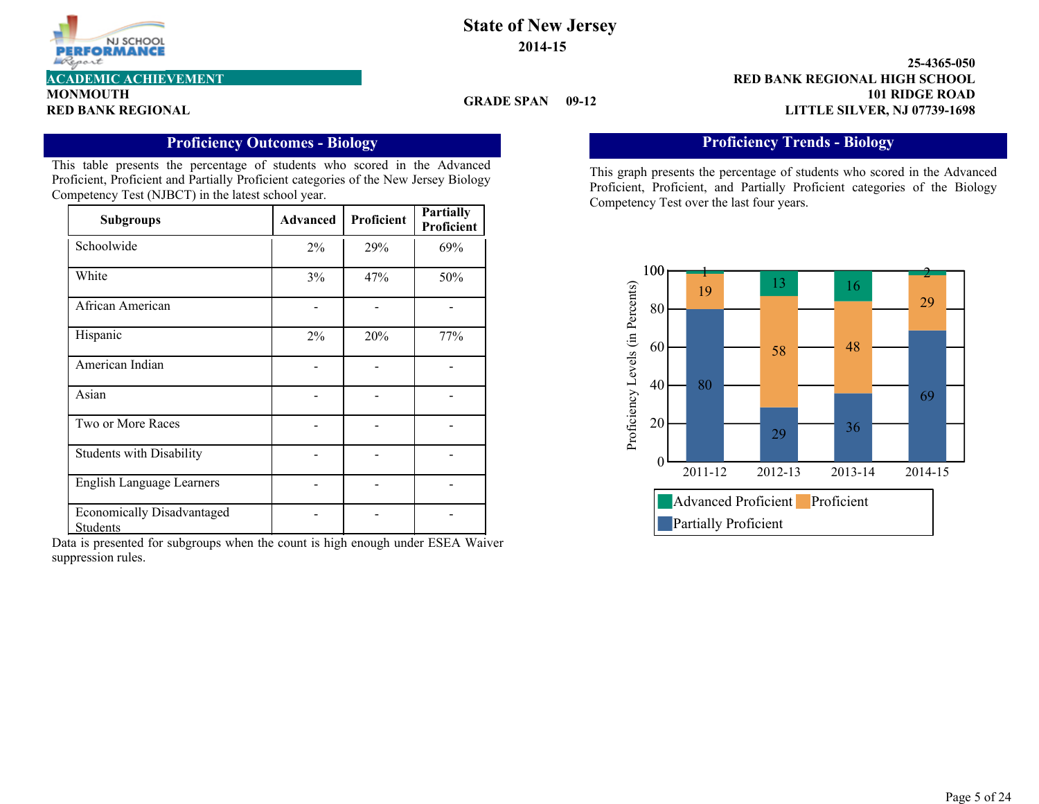# State of New Jersey

**2014-15**

**ACADEMIC ACHIEVEMENT**

**MONMOUTH**
**RED BANK REGIONAL**

**GRADE SPAN 09-12**

**25-4365-050**
**RED BANK REGIONAL HIGH SCHOOL**
**101 RIDGE ROAD**
**LITTLE SILVER, NJ 07739-1698**

## Proficiency Outcomes - Biology

This table presents the percentage of students who scored in the Advanced Proficient, Proficient and Partially Proficient categories of the New Jersey Biology Competency Test (NJBCT) in the latest school year.

| Subgroups | Advanced | Proficient | Partially Proficient |
|---|---|---|---|
| Schoolwide | 2% | 29% | 69% |
| White | 3% | 47% | 50% |
| African American | - | - | - |
| Hispanic | 2% | 20% | 77% |
| American Indian | - | - | - |
| Asian | - | - | - |
| Two or More Races | - | - | - |
| Students with Disability | - | - | - |
| English Language Learners | - | - | - |
| Economically Disadvantaged Students | - | - | - |

Data is presented for subgroups when the count is high enough under ESEA Waiver suppression rules.

## Proficiency Trends - Biology

This graph presents the percentage of students who scored in the Advanced Proficient, Proficient, and Partially Proficient categories of the Biology Competency Test over the last four years.

| Year | Advanced Proficient | Proficient | Partially Proficient |
|---|---|---|---|
| 2011-12 | 1 | 19 | 80 |
| 2012-13 | 13 | 58 | 29 |
| 2013-14 | 16 | 48 | 36 |
| 2014-15 | 2 | 29 | 69 |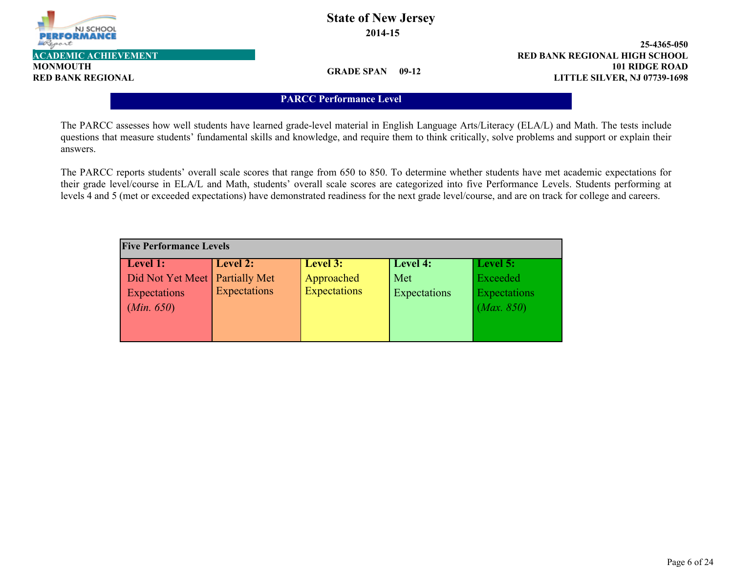**State of New Jersey**
**2014-15**

**ACADEMIC ACHIEVEMENT**
**MONMOUTH**
**RED BANK REGIONAL**

**GRADE SPAN 09-12**

**25-4365-050**
**RED BANK REGIONAL HIGH SCHOOL**
**101 RIDGE ROAD**
**LITTLE SILVER, NJ 07739-1698**

## PARCC Performance Level

The PARCC assesses how well students have learned grade-level material in English Language Arts/Literacy (ELA/L) and Math. The tests include questions that measure students' fundamental skills and knowledge, and require them to think critically, solve problems and support or explain their answers.

The PARCC reports students' overall scale scores that range from 650 to 850. To determine whether students have met academic expectations for their grade level/course in ELA/L and Math, students' overall scale scores are categorized into five Performance Levels. Students performing at levels 4 and 5 (met or exceeded expectations) have demonstrated readiness for the next grade level/course, and are on track for college and careers.

| **Five Performance Levels** | | | | |
|---|---|---|---|---|
| **Level 1:** Did Not Yet Meet Expectations (*Min. 650*) | **Level 2:** Partially Met Expectations | **Level 3:** Approached Expectations | **Level 4:** Met Expectations | **Level 5:** Exceeded Expectations (*Max. 850*) |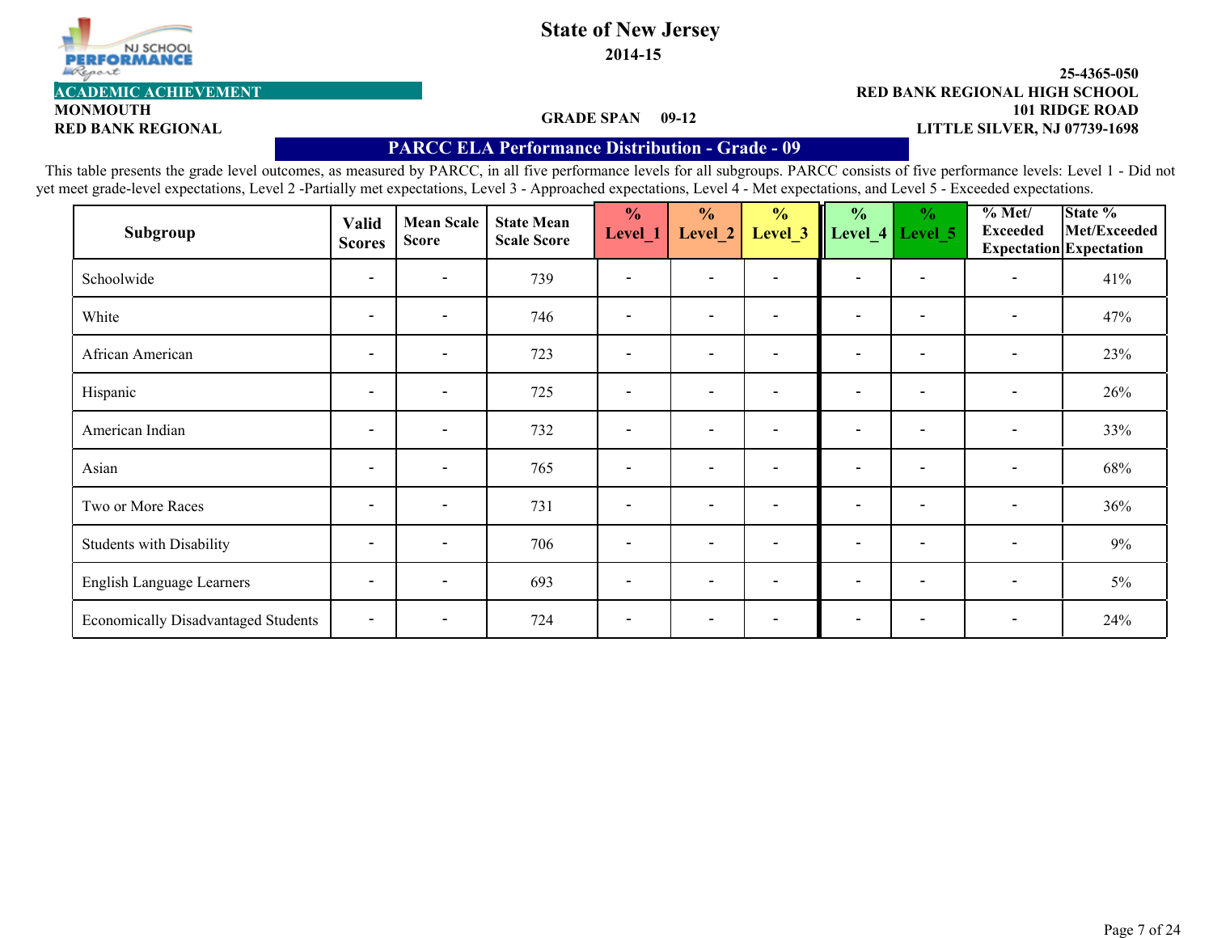# State of New Jersey

**2014-15**

**ACADEMIC ACHIEVEMENT**

**MONMOUTH**
**RED BANK REGIONAL**

**GRADE SPAN 09-12**

**25-4365-050**
**RED BANK REGIONAL HIGH SCHOOL**
**101 RIDGE ROAD**
**LITTLE SILVER, NJ 07739-1698**

## PARCC ELA Performance Distribution - Grade - 09

This table presents the grade level outcomes, as measured by PARCC, in all five performance levels for all subgroups. PARCC consists of five performance levels: Level 1 - Did not yet meet grade-level expectations, Level 2 -Partially met expectations, Level 3 - Approached expectations, Level 4 - Met expectations, and Level 5 - Exceeded expectations.

| Subgroup | Valid Scores | Mean Scale Score | State Mean Scale Score | % Level_1 | % Level_2 | % Level_3 | % Level_4 | % Level_5 | % Met/ Exceeded Expectation | State % Met/Exceeded Expectation |
|---|---|---|---|---|---|---|---|---|---|---|
| Schoolwide | - | - | 739 | - | - | - | - | - | - | 41% |
| White | - | - | 746 | - | - | - | - | - | - | 47% |
| African American | - | - | 723 | - | - | - | - | - | - | 23% |
| Hispanic | - | - | 725 | - | - | - | - | - | - | 26% |
| American Indian | - | - | 732 | - | - | - | - | - | - | 33% |
| Asian | - | - | 765 | - | - | - | - | - | - | 68% |
| Two or More Races | - | - | 731 | - | - | - | - | - | - | 36% |
| Students with Disability | - | - | 706 | - | - | - | - | - | - | 9% |
| English Language Learners | - | - | 693 | - | - | - | - | - | - | 5% |
| Economically Disadvantaged Students | - | - | 724 | - | - | - | - | - | - | 24% |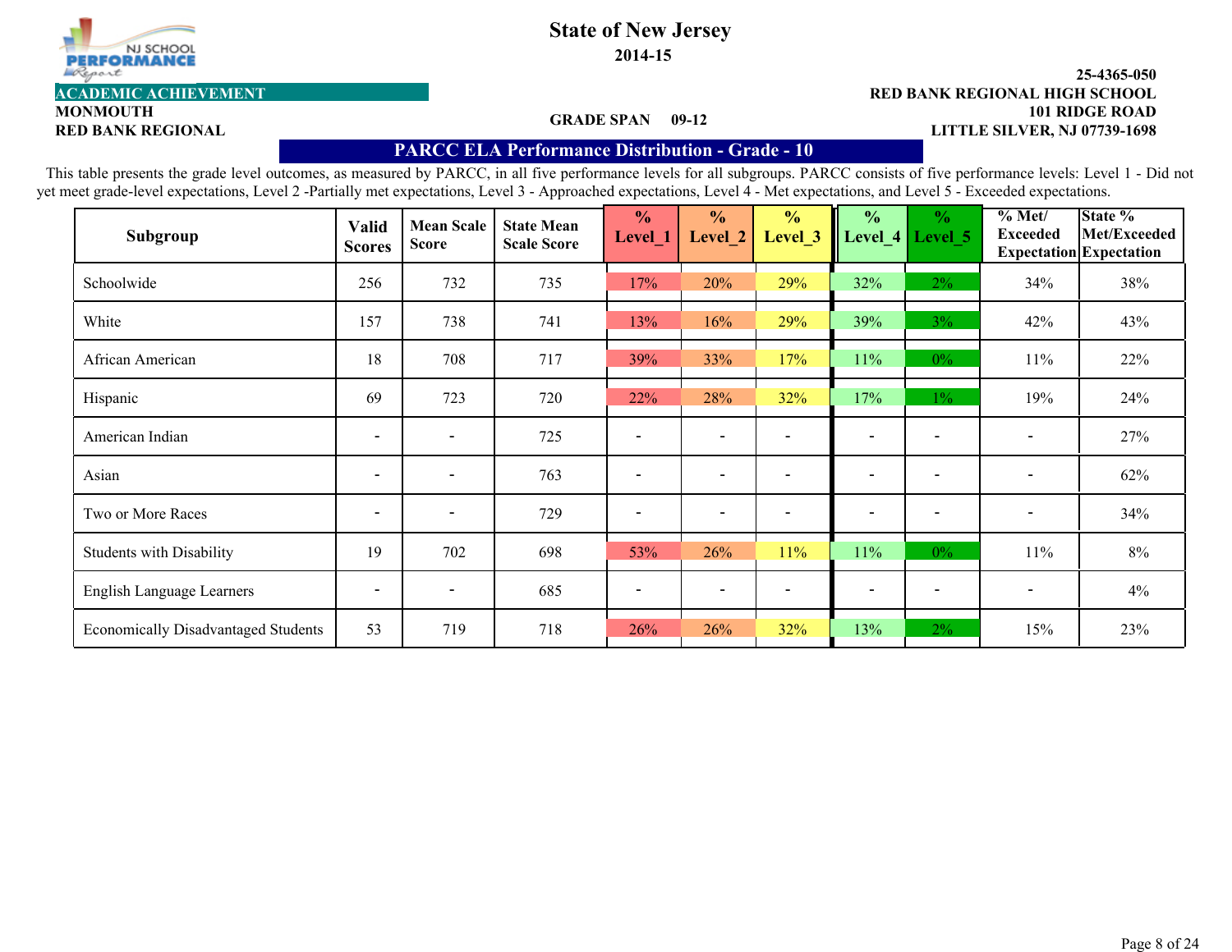# State of New Jersey

**2014-15**

**ACADEMIC ACHIEVEMENT**

**MONMOUTH**
**RED BANK REGIONAL**

**GRADE SPAN 09-12**

**25-4365-050**
**RED BANK REGIONAL HIGH SCHOOL**
**101 RIDGE ROAD**
**LITTLE SILVER, NJ 07739-1698**

## PARCC ELA Performance Distribution - Grade - 10

This table presents the grade level outcomes, as measured by PARCC, in all five performance levels for all subgroups. PARCC consists of five performance levels: Level 1 - Did not yet meet grade-level expectations, Level 2 -Partially met expectations, Level 3 - Approached expectations, Level 4 - Met expectations, and Level 5 - Exceeded expectations.

| Subgroup | Valid Scores | Mean Scale Score | State Mean Scale Score | % Level_1 | % Level_2 | % Level_3 | % Level_4 | % Level_5 | % Met/ Exceeded Expectation | State % Met/Exceeded Expectation |
|---|---|---|---|---|---|---|---|---|---|---|
| Schoolwide | 256 | 732 | 735 | 17% | 20% | 29% | 32% | 2% | 34% | 38% |
| White | 157 | 738 | 741 | 13% | 16% | 29% | 39% | 3% | 42% | 43% |
| African American | 18 | 708 | 717 | 39% | 33% | 17% | 11% | 0% | 11% | 22% |
| Hispanic | 69 | 723 | 720 | 22% | 28% | 32% | 17% | 1% | 19% | 24% |
| American Indian | - | - | 725 | - | - | - | - | - | - | 27% |
| Asian | - | - | 763 | - | - | - | - | - | - | 62% |
| Two or More Races | - | - | 729 | - | - | - | - | - | - | 34% |
| Students with Disability | 19 | 702 | 698 | 53% | 26% | 11% | 11% | 0% | 11% | 8% |
| English Language Learners | - | - | 685 | - | - | - | - | - | - | 4% |
| Economically Disadvantaged Students | 53 | 719 | 718 | 26% | 26% | 32% | 13% | 2% | 15% | 23% |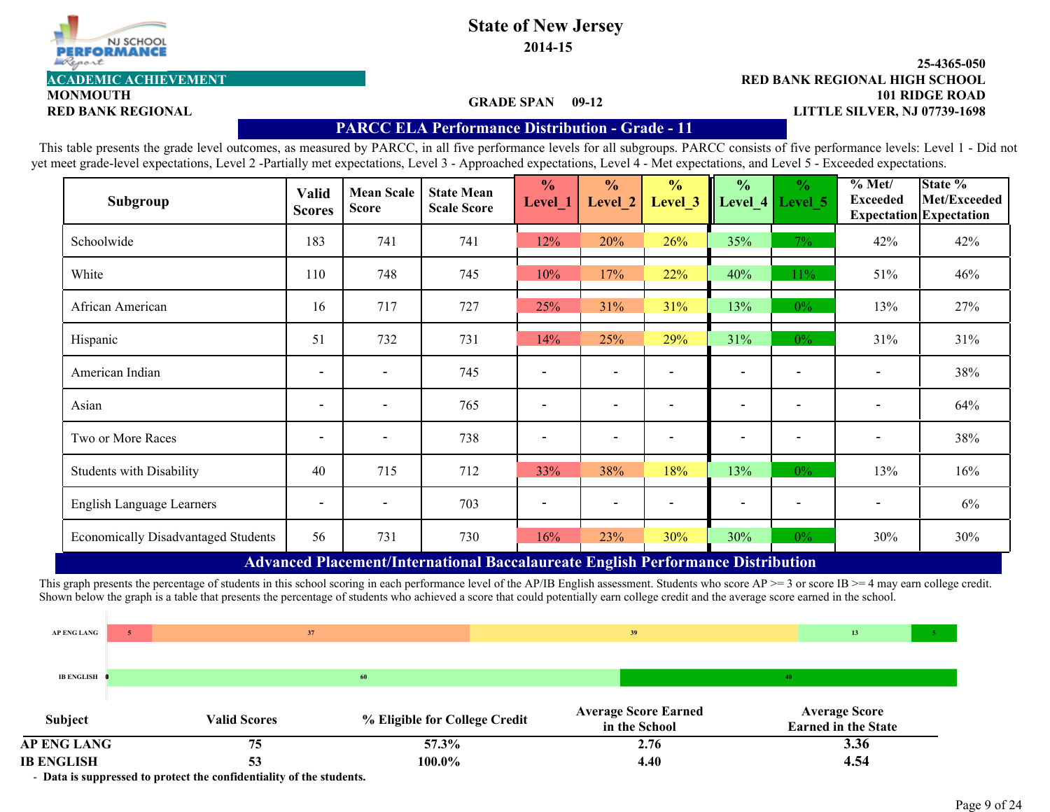NJ SCHOOL PERFORMANCE Report

# State of New Jersey

**2014-15**

**ACADEMIC ACHIEVEMENT**

**MONMOUTH**
**RED BANK REGIONAL**

**GRADE SPAN 09-12**

**25-4365-050**
**RED BANK REGIONAL HIGH SCHOOL**
**101 RIDGE ROAD**
**LITTLE SILVER, NJ 07739-1698**

## PARCC ELA Performance Distribution - Grade - 11

This table presents the grade level outcomes, as measured by PARCC, in all five performance levels for all subgroups. PARCC consists of five performance levels: Level 1 - Did not yet meet grade-level expectations, Level 2 -Partially met expectations, Level 3 - Approached expectations, Level 4 - Met expectations, and Level 5 - Exceeded expectations.

| Subgroup | Valid Scores | Mean Scale Score | State Mean Scale Score | % Level_1 | % Level_2 | % Level_3 | % Level_4 | % Level_5 | % Met/ Exceeded Expectation | State % Met/Exceeded Expectation |
|---|---|---|---|---|---|---|---|---|---|---|
| Schoolwide | 183 | 741 | 741 | 12% | 20% | 26% | 35% | 7% | 42% | 42% |
| White | 110 | 748 | 745 | 10% | 17% | 22% | 40% | 11% | 51% | 46% |
| African American | 16 | 717 | 727 | 25% | 31% | 31% | 13% | 0% | 13% | 27% |
| Hispanic | 51 | 732 | 731 | 14% | 25% | 29% | 31% | 0% | 31% | 31% |
| American Indian | - | - | 745 | - | - | - | - | - | - | 38% |
| Asian | - | - | 765 | - | - | - | - | - | - | 64% |
| Two or More Races | - | - | 738 | - | - | - | - | - | - | 38% |
| Students with Disability | 40 | 715 | 712 | 33% | 38% | 18% | 13% | 0% | 13% | 16% |
| English Language Learners | - | - | 703 | - | - | - | - | - | - | 6% |
| Economically Disadvantaged Students | 56 | 731 | 730 | 16% | 23% | 30% | 30% | 0% | 30% | 30% |

## Advanced Placement/International Baccalaureate English Performance Distribution

This graph presents the percentage of students in this school scoring in each performance level of the AP/IB English assessment. Students who score AP >= 3 or score IB >= 4 may earn college credit. Shown below the graph is a table that presents the percentage of students who achieved a score that could potentially earn college credit and the average score earned in the school.

| | Level 1 | Level 2 | Level 3 | Level 4 | Level 5 |
|---|---|---|---|---|---|
| AP ENG LANG | 5 | 37 | 39 | 13 | 5 |
| IB ENGLISH | 0 | | | 60 | 40 |

| Subject | Valid Scores | % Eligible for College Credit | Average Score Earned in the School | Average Score Earned in the State |
|---|---|---|---|---|
| AP ENG LANG | 75 | 57.3% | 2.76 | 3.36 |
| IB ENGLISH | 53 | 100.0% | 4.40 | 4.54 |

**- Data is suppressed to protect the confidentiality of the students.**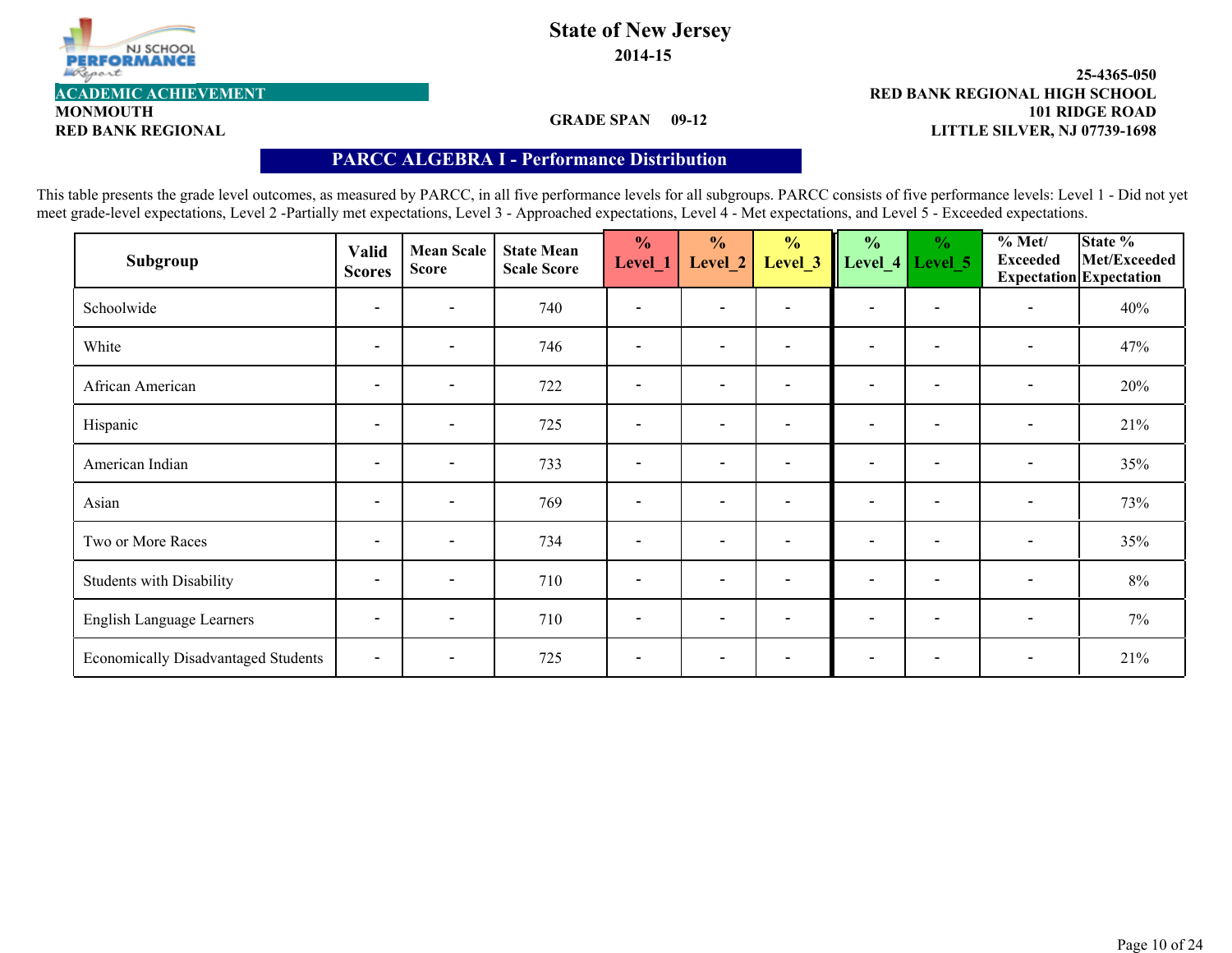NJ SCHOOL PERFORMANCE Report

# State of New Jersey

**2014-15**

**ACADEMIC ACHIEVEMENT**

**MONMOUTH**
**RED BANK REGIONAL**

**GRADE SPAN 09-12**

**25-4365-050**
**RED BANK REGIONAL HIGH SCHOOL**
**101 RIDGE ROAD**
**LITTLE SILVER, NJ 07739-1698**

## PARCC ALGEBRA I - Performance Distribution

This table presents the grade level outcomes, as measured by PARCC, in all five performance levels for all subgroups. PARCC consists of five performance levels: Level 1 - Did not yet meet grade-level expectations, Level 2 -Partially met expectations, Level 3 - Approached expectations, Level 4 - Met expectations, and Level 5 - Exceeded expectations.

| Subgroup | Valid Scores | Mean Scale Score | State Mean Scale Score | % Level_1 | % Level_2 | % Level_3 | % Level_4 | % Level_5 | % Met/ Exceeded Expectation | State % Met/Exceeded Expectation |
|---|---|---|---|---|---|---|---|---|---|---|
| Schoolwide | - | - | 740 | - | - | - | - | - | - | 40% |
| White | - | - | 746 | - | - | - | - | - | - | 47% |
| African American | - | - | 722 | - | - | - | - | - | - | 20% |
| Hispanic | - | - | 725 | - | - | - | - | - | - | 21% |
| American Indian | - | - | 733 | - | - | - | - | - | - | 35% |
| Asian | - | - | 769 | - | - | - | - | - | - | 73% |
| Two or More Races | - | - | 734 | - | - | - | - | - | - | 35% |
| Students with Disability | - | - | 710 | - | - | - | - | - | - | 8% |
| English Language Learners | - | - | 710 | - | - | - | - | - | - | 7% |
| Economically Disadvantaged Students | - | - | 725 | - | - | - | - | - | - | 21% |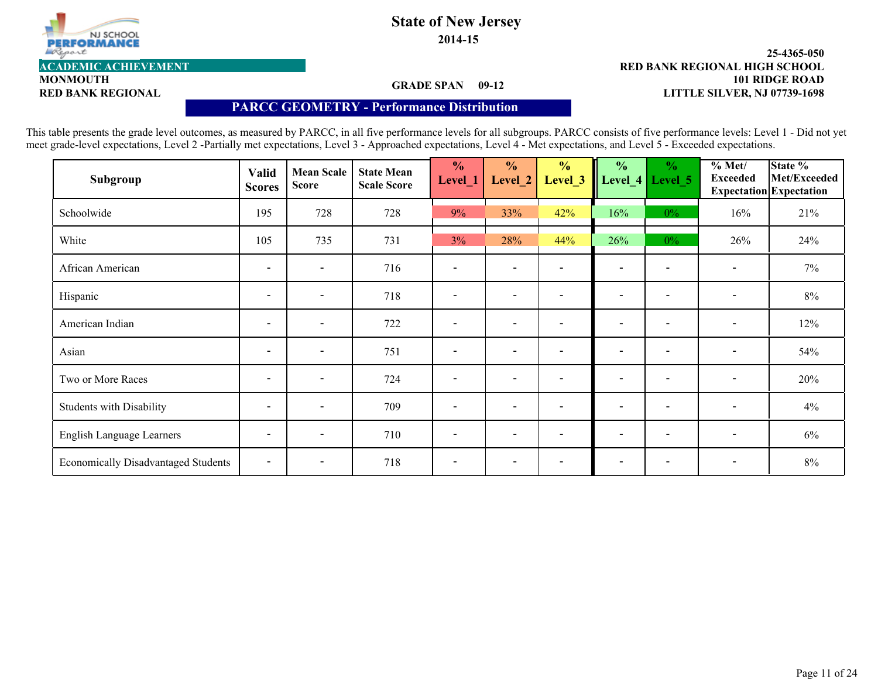State of New Jersey

2014-15

NJ SCHOOL PERFORMANCE Report

**ACADEMIC ACHIEVEMENT**

**MONMOUTH**

**RED BANK REGIONAL**

**GRADE SPAN 09-12**

**25-4365-050**

**RED BANK REGIONAL HIGH SCHOOL**

**101 RIDGE ROAD**

**LITTLE SILVER, NJ 07739-1698**

## PARCC GEOMETRY - Performance Distribution

This table presents the grade level outcomes, as measured by PARCC, in all five performance levels for all subgroups. PARCC consists of five performance levels: Level 1 - Did not yet meet grade-level expectations, Level 2 -Partially met expectations, Level 3 - Approached expectations, Level 4 - Met expectations, and Level 5 - Exceeded expectations.

| Subgroup | Valid Scores | Mean Scale Score | State Mean Scale Score | % Level_1 | % Level_2 | % Level_3 | % Level_4 | % Level_5 | % Met/ Exceeded Expectation | State % Met/Exceeded Expectation |
|---|---|---|---|---|---|---|---|---|---|---|
| Schoolwide | 195 | 728 | 728 | 9% | 33% | 42% | 16% | 0% | 16% | 21% |
| White | 105 | 735 | 731 | 3% | 28% | 44% | 26% | 0% | 26% | 24% |
| African American | - | - | 716 | - | - | - | - | - | - | 7% |
| Hispanic | - | - | 718 | - | - | - | - | - | - | 8% |
| American Indian | - | - | 722 | - | - | - | - | - | - | 12% |
| Asian | - | - | 751 | - | - | - | - | - | - | 54% |
| Two or More Races | - | - | 724 | - | - | - | - | - | - | 20% |
| Students with Disability | - | - | 709 | - | - | - | - | - | - | 4% |
| English Language Learners | - | - | 710 | - | - | - | - | - | - | 6% |
| Economically Disadvantaged Students | - | - | 718 | - | - | - | - | - | - | 8% |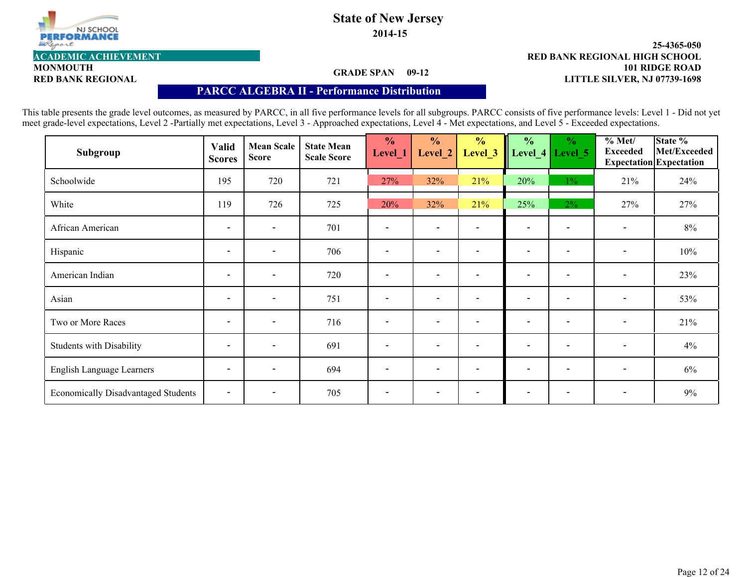# State of New Jersey

**2014-15**

**ACADEMIC ACHIEVEMENT**

**MONMOUTH**

**RED BANK REGIONAL**

**GRADE SPAN 09-12**

**25-4365-050**

**RED BANK REGIONAL HIGH SCHOOL**

**101 RIDGE ROAD**

**LITTLE SILVER, NJ 07739-1698**

## PARCC ALGEBRA II - Performance Distribution

This table presents the grade level outcomes, as measured by PARCC, in all five performance levels for all subgroups. PARCC consists of five performance levels: Level 1 - Did not yet meet grade-level expectations, Level 2 -Partially met expectations, Level 3 - Approached expectations, Level 4 - Met expectations, and Level 5 - Exceeded expectations.

| Subgroup | Valid Scores | Mean Scale Score | State Mean Scale Score | % Level_1 | % Level_2 | % Level_3 | % Level_4 | % Level_5 | % Met/ Exceeded Expectation | State % Met/Exceeded Expectation |
|---|---|---|---|---|---|---|---|---|---|---|
| Schoolwide | 195 | 720 | 721 | 27% | 32% | 21% | 20% | 1% | 21% | 24% |
| White | 119 | 726 | 725 | 20% | 32% | 21% | 25% | 2% | 27% | 27% |
| African American | - | - | 701 | - | - | - | - | - | - | 8% |
| Hispanic | - | - | 706 | - | - | - | - | - | - | 10% |
| American Indian | - | - | 720 | - | - | - | - | - | - | 23% |
| Asian | - | - | 751 | - | - | - | - | - | - | 53% |
| Two or More Races | - | - | 716 | - | - | - | - | - | - | 21% |
| Students with Disability | - | - | 691 | - | - | - | - | - | - | 4% |
| English Language Learners | - | - | 694 | - | - | - | - | - | - | 6% |
| Economically Disadvantaged Students | - | - | 705 | - | - | - | - | - | - | 9% |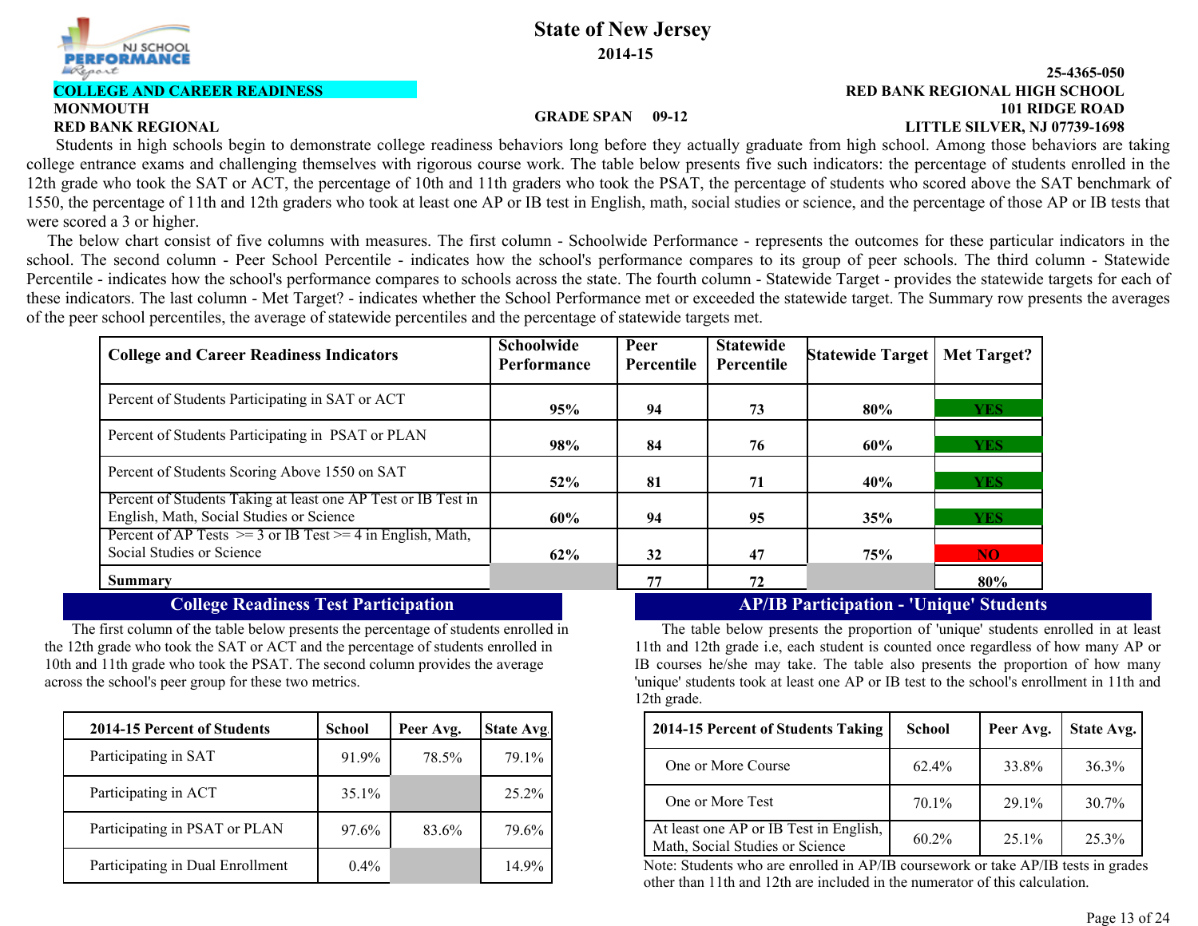# State of New Jersey

**2014-15**

**25-4365-050**

**COLLEGE AND CAREER READINESS**

**RED BANK REGIONAL HIGH SCHOOL**

**MONMOUTH**

**GRADE SPAN 09-12**

**101 RIDGE ROAD**

**RED BANK REGIONAL**

**LITTLE SILVER, NJ 07739-1698**

Students in high schools begin to demonstrate college readiness behaviors long before they actually graduate from high school. Among those behaviors are taking college entrance exams and challenging themselves with rigorous course work. The table below presents five such indicators: the percentage of students enrolled in the 12th grade who took the SAT or ACT, the percentage of 10th and 11th graders who took the PSAT, the percentage of students who scored above the SAT benchmark of 1550, the percentage of 11th and 12th graders who took at least one AP or IB test in English, math, social studies or science, and the percentage of those AP or IB tests that were scored a 3 or higher.

The below chart consist of five columns with measures. The first column - Schoolwide Performance - represents the outcomes for these particular indicators in the school. The second column - Peer School Percentile - indicates how the school's performance compares to its group of peer schools. The third column - Statewide Percentile - indicates how the school's performance compares to schools across the state. The fourth column - Statewide Target - provides the statewide targets for each of these indicators. The last column - Met Target? - indicates whether the School Performance met or exceeded the statewide target. The Summary row presents the averages of the peer school percentiles, the average of statewide percentiles and the percentage of statewide targets met.

| College and Career Readiness Indicators | Schoolwide Performance | Peer Percentile | Statewide Percentile | Statewide Target | Met Target? |
|---|---|---|---|---|---|
| Percent of Students Participating in SAT or ACT | 95% | 94 | 73 | 80% | YES |
| Percent of Students Participating in PSAT or PLAN | 98% | 84 | 76 | 60% | YES |
| Percent of Students Scoring Above 1550 on SAT | 52% | 81 | 71 | 40% | YES |
| Percent of Students Taking at least one AP Test or IB Test in English, Math, Social Studies or Science | 60% | 94 | 95 | 35% | YES |
| Percent of AP Tests >= 3 or IB Test >= 4 in English, Math, Social Studies or Science | 62% | 32 | 47 | 75% | NO |
| **Summary** | | 77 | 72 | | 80% |

## College Readiness Test Participation

The first column of the table below presents the percentage of students enrolled in the 12th grade who took the SAT or ACT and the percentage of students enrolled in 10th and 11th grade who took the PSAT. The second column provides the average across the school's peer group for these two metrics.

| 2014-15 Percent of Students | School | Peer Avg. | State Avg. |
|---|---|---|---|
| Participating in SAT | 91.9% | 78.5% | 79.1% |
| Participating in ACT | 35.1% | | 25.2% |
| Participating in PSAT or PLAN | 97.6% | 83.6% | 79.6% |
| Participating in Dual Enrollment | 0.4% | | 14.9% |

## AP/IB Participation - 'Unique' Students

The table below presents the proportion of 'unique' students enrolled in at least 11th and 12th grade i.e, each student is counted once regardless of how many AP or IB courses he/she may take. The table also presents the proportion of how many 'unique' students took at least one AP or IB test to the school's enrollment in 11th and 12th grade.

| 2014-15 Percent of Students Taking | School | Peer Avg. | State Avg. |
|---|---|---|---|
| One or More Course | 62.4% | 33.8% | 36.3% |
| One or More Test | 70.1% | 29.1% | 30.7% |
| At least one AP or IB Test in English, Math, Social Studies or Science | 60.2% | 25.1% | 25.3% |

Note: Students who are enrolled in AP/IB coursework or take AP/IB tests in grades other than 11th and 12th are included in the numerator of this calculation.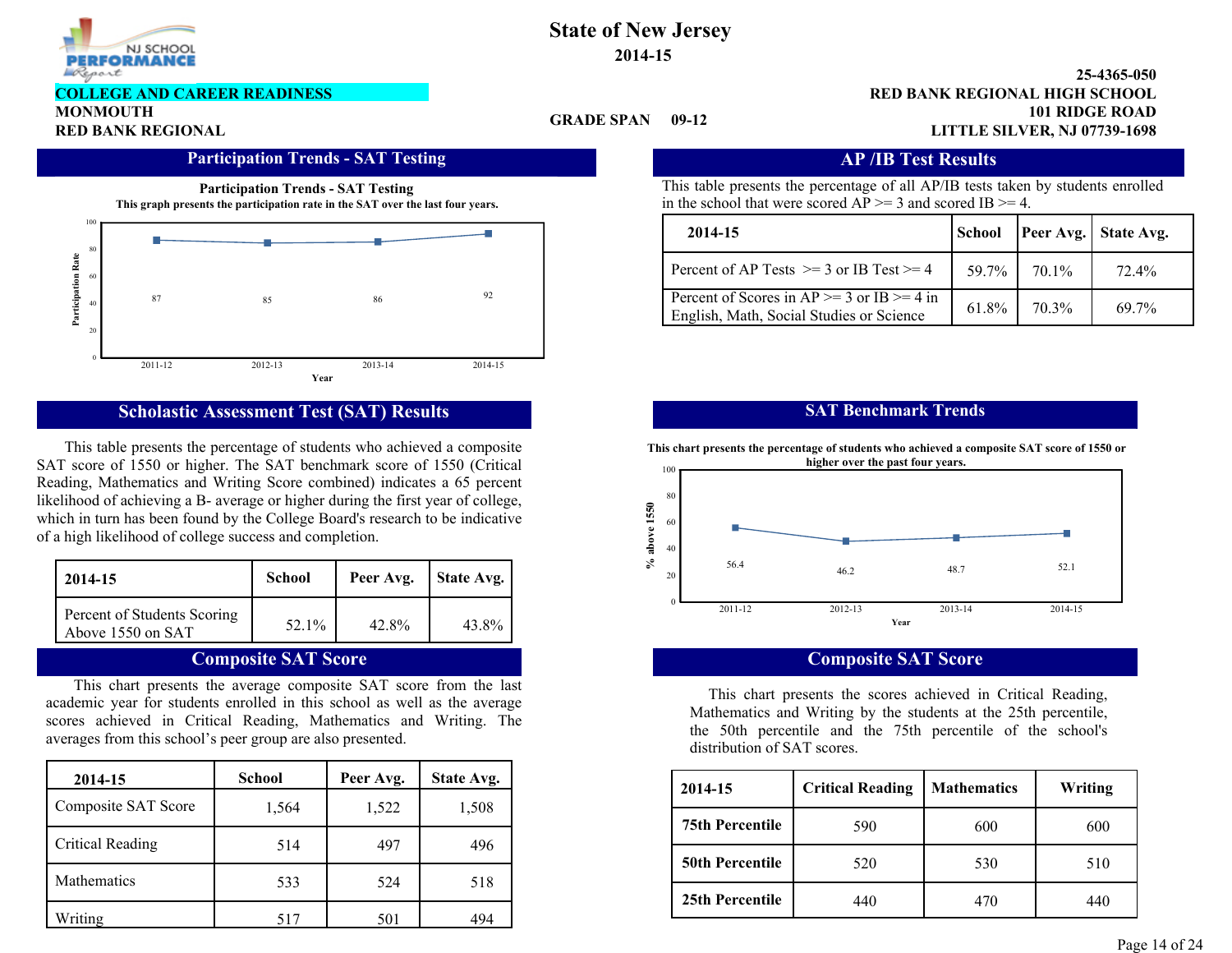State of New Jersey
2014-15

NJ SCHOOL PERFORMANCE Report

**COLLEGE AND CAREER READINESS**
**MONMOUTH**
**RED BANK REGIONAL**

**GRADE SPAN 09-12**

**25-4365-050**
**RED BANK REGIONAL HIGH SCHOOL**
**101 RIDGE ROAD**
**LITTLE SILVER, NJ 07739-1698**

## Participation Trends - SAT Testing

**Participation Trends - SAT Testing**

**This graph presents the participation rate in the SAT over the last four years.**

| Year | Participation Rate |
|---|---|
| 2011-12 | 87 |
| 2012-13 | 85 |
| 2013-14 | 86 |
| 2014-15 | 92 |

## AP /IB Test Results

This table presents the percentage of all AP/IB tests taken by students enrolled in the school that were scored AP >= 3 and scored IB >= 4.

| 2014-15 | School | Peer Avg. | State Avg. |
|---|---|---|---|
| Percent of AP Tests >= 3 or IB Test >= 4 | 59.7% | 70.1% | 72.4% |
| Percent of Scores in AP >= 3 or IB >= 4 in English, Math, Social Studies or Science | 61.8% | 70.3% | 69.7% |

## Scholastic Assessment Test (SAT) Results

This table presents the percentage of students who achieved a composite SAT score of 1550 or higher. The SAT benchmark score of 1550 (Critical Reading, Mathematics and Writing Score combined) indicates a 65 percent likelihood of achieving a B- average or higher during the first year of college, which in turn has been found by the College Board's research to be indicative of a high likelihood of college success and completion.

| 2014-15 | School | Peer Avg. | State Avg. |
|---|---|---|---|
| Percent of Students Scoring Above 1550 on SAT | 52.1% | 42.8% | 43.8% |

## SAT Benchmark Trends

**This chart presents the percentage of students who achieved a composite SAT score of 1550 or higher over the past four years.**

| Year | % above 1550 |
|---|---|
| 2011-12 | 56.4 |
| 2012-13 | 46.2 |
| 2013-14 | 48.7 |
| 2014-15 | 52.1 |

## Composite SAT Score

This chart presents the average composite SAT score from the last academic year for students enrolled in this school as well as the average scores achieved in Critical Reading, Mathematics and Writing. The averages from this school's peer group are also presented.

| 2014-15 | School | Peer Avg. | State Avg. |
|---|---|---|---|
| Composite SAT Score | 1,564 | 1,522 | 1,508 |
| Critical Reading | 514 | 497 | 496 |
| Mathematics | 533 | 524 | 518 |
| Writing | 517 | 501 | 494 |

## Composite SAT Score

This chart presents the scores achieved in Critical Reading, Mathematics and Writing by the students at the 25th percentile, the 50th percentile and the 75th percentile of the school's distribution of SAT scores.

| 2014-15 | Critical Reading | Mathematics | Writing |
|---|---|---|---|
| **75th Percentile** | 590 | 600 | 600 |
| **50th Percentile** | 520 | 530 | 510 |
| **25th Percentile** | 440 | 470 | 440 |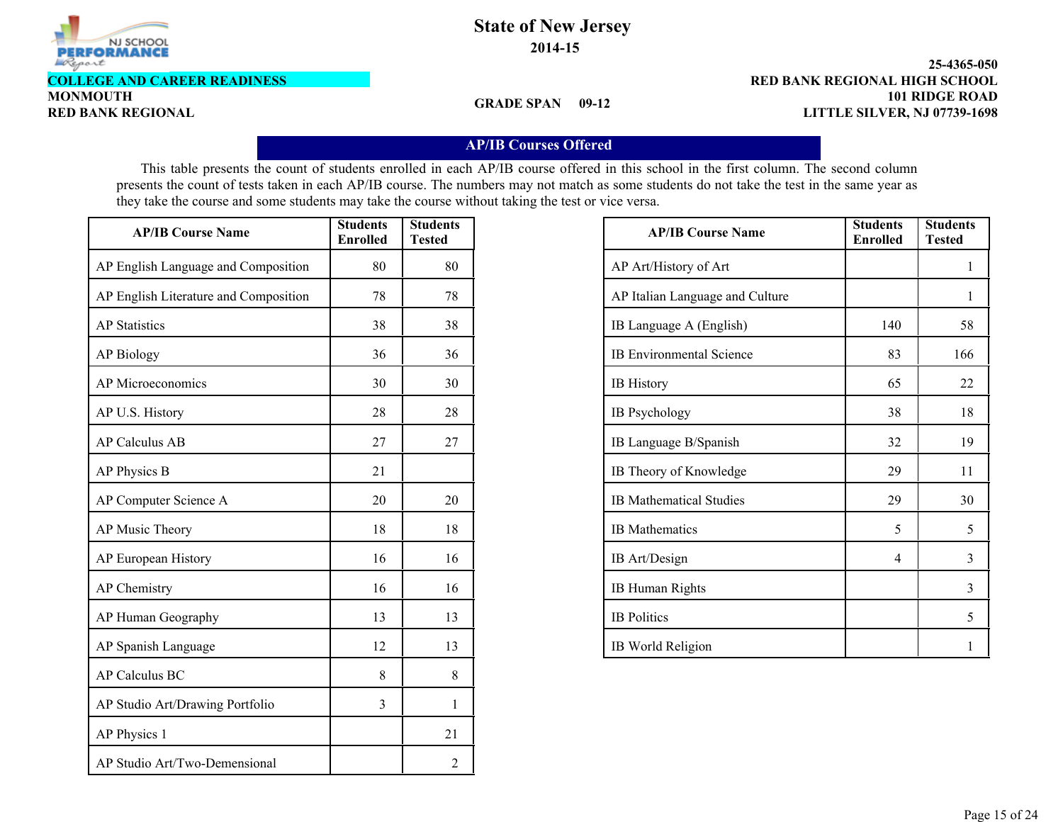# State of New Jersey

**2014-15**

**COLLEGE AND CAREER READINESS**
**MONMOUTH**
**RED BANK REGIONAL**

**GRADE SPAN 09-12**

**25-4365-050**
**RED BANK REGIONAL HIGH SCHOOL**
**101 RIDGE ROAD**
**LITTLE SILVER, NJ 07739-1698**

## AP/IB Courses Offered

This table presents the count of students enrolled in each AP/IB course offered in this school in the first column. The second column presents the count of tests taken in each AP/IB course. The numbers may not match as some students do not take the test in the same year as they take the course and some students may take the course without taking the test or vice versa.

| AP/IB Course Name | Students Enrolled | Students Tested |
|---|---|---|
| AP English Language and Composition | 80 | 80 |
| AP English Literature and Composition | 78 | 78 |
| AP Statistics | 38 | 38 |
| AP Biology | 36 | 36 |
| AP Microeconomics | 30 | 30 |
| AP U.S. History | 28 | 28 |
| AP Calculus AB | 27 | 27 |
| AP Physics B | 21 | |
| AP Computer Science A | 20 | 20 |
| AP Music Theory | 18 | 18 |
| AP European History | 16 | 16 |
| AP Chemistry | 16 | 16 |
| AP Human Geography | 13 | 13 |
| AP Spanish Language | 12 | 13 |
| AP Calculus BC | 8 | 8 |
| AP Studio Art/Drawing Portfolio | 3 | 1 |
| AP Physics 1 | | 21 |
| AP Studio Art/Two-Demensional | | 2 |
| AP Art/History of Art | | 1 |
| AP Italian Language and Culture | | 1 |
| IB Language A (English) | 140 | 58 |
| IB Environmental Science | 83 | 166 |
| IB History | 65 | 22 |
| IB Psychology | 38 | 18 |
| IB Language B/Spanish | 32 | 19 |
| IB Theory of Knowledge | 29 | 11 |
| IB Mathematical Studies | 29 | 30 |
| IB Mathematics | 5 | 5 |
| IB Art/Design | 4 | 3 |
| IB Human Rights | | 3 |
| IB Politics | | 5 |
| IB World Religion | | 1 |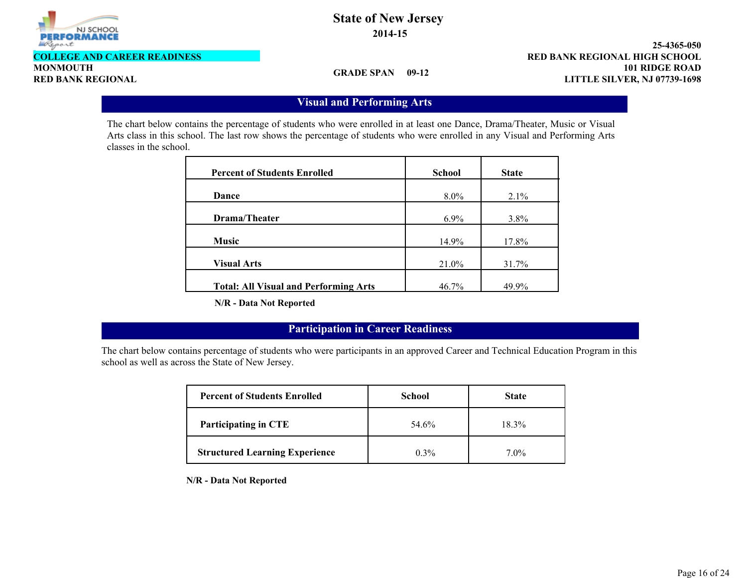# State of New Jersey

**2014-15**

**COLLEGE AND CAREER READINESS**

**MONMOUTH**

**RED BANK REGIONAL**

**GRADE SPAN 09-12**

**25-4365-050**

**RED BANK REGIONAL HIGH SCHOOL**

**101 RIDGE ROAD**

**LITTLE SILVER, NJ 07739-1698**

## Visual and Performing Arts

The chart below contains the percentage of students who were enrolled in at least one Dance, Drama/Theater, Music or Visual Arts class in this school. The last row shows the percentage of students who were enrolled in any Visual and Performing Arts classes in the school.

| Percent of Students Enrolled | School | State |
|---|---|---|
| **Dance** | 8.0% | 2.1% |
| **Drama/Theater** | 6.9% | 3.8% |
| **Music** | 14.9% | 17.8% |
| **Visual Arts** | 21.0% | 31.7% |
| **Total: All Visual and Performing Arts** | 46.7% | 49.9% |

**N/R - Data Not Reported**

## Participation in Career Readiness

The chart below contains percentage of students who were participants in an approved Career and Technical Education Program in this school as well as across the State of New Jersey.

| Percent of Students Enrolled | School | State |
|---|---|---|
| **Participating in CTE** | 54.6% | 18.3% |
| **Structured Learning Experience** | 0.3% | 7.0% |

**N/R - Data Not Reported**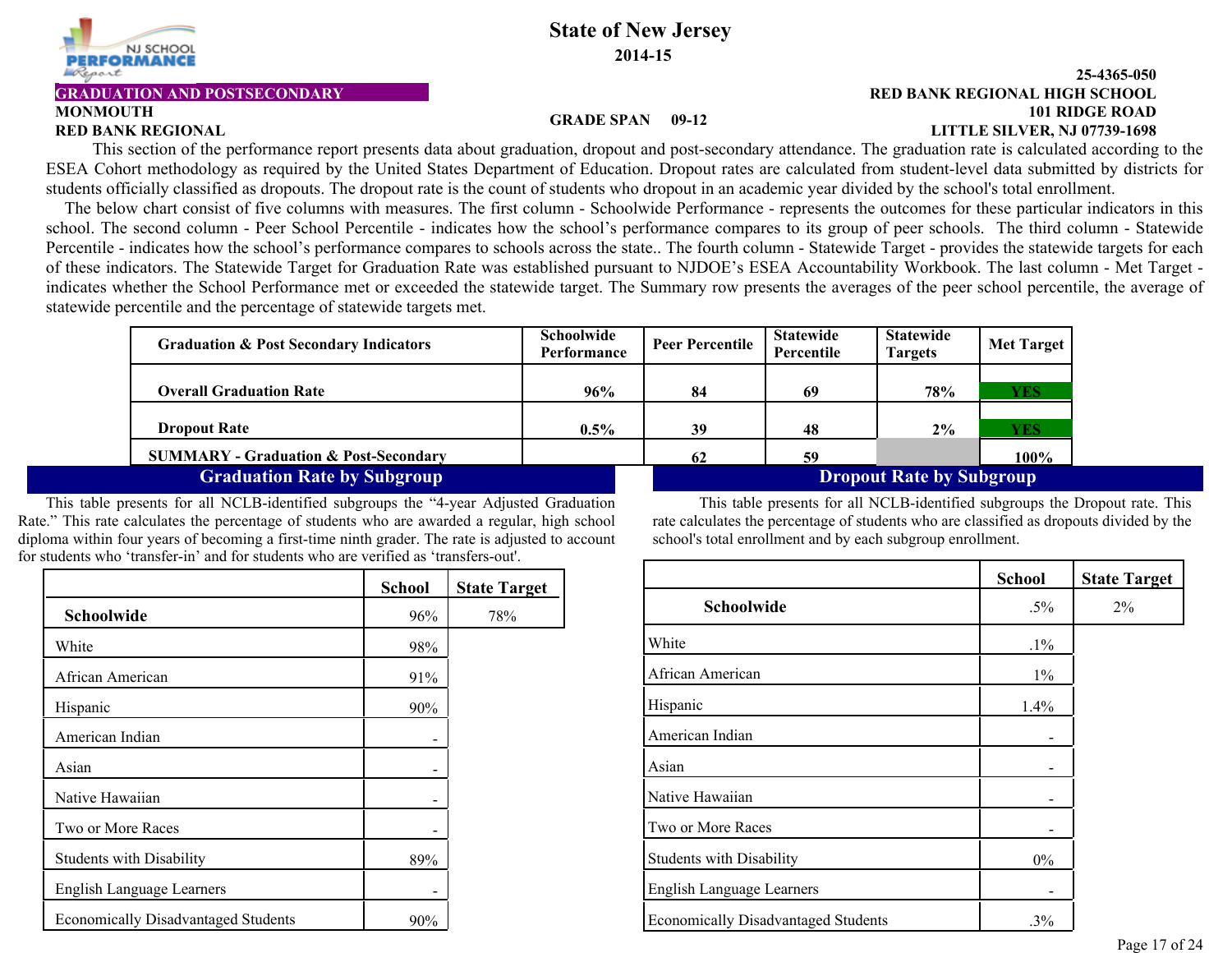**State of New Jersey**

**2014-15**

**25-4365-050**
**RED BANK REGIONAL HIGH SCHOOL**
**101 RIDGE ROAD**
**LITTLE SILVER, NJ 07739-1698**

**GRADUATION AND POSTSECONDARY**
**MONMOUTH**
**RED BANK REGIONAL**

**GRADE SPAN 09-12**

This section of the performance report presents data about graduation, dropout and post-secondary attendance. The graduation rate is calculated according to the ESEA Cohort methodology as required by the United States Department of Education. Dropout rates are calculated from student-level data submitted by districts for students officially classified as dropouts. The dropout rate is the count of students who dropout in an academic year divided by the school's total enrollment.

The below chart consist of five columns with measures. The first column - Schoolwide Performance - represents the outcomes for these particular indicators in this school. The second column - Peer School Percentile - indicates how the school's performance compares to its group of peer schools. The third column - Statewide Percentile - indicates how the school's performance compares to schools across the state.. The fourth column - Statewide Target - provides the statewide targets for each of these indicators. The Statewide Target for Graduation Rate was established pursuant to NJDOE's ESEA Accountability Workbook. The last column - Met Target - indicates whether the School Performance met or exceeded the statewide target. The Summary row presents the averages of the peer school percentile, the average of statewide percentile and the percentage of statewide targets met.

| Graduation & Post Secondary Indicators | Schoolwide Performance | Peer Percentile | Statewide Percentile | Statewide Targets | Met Target |
|---|---|---|---|---|---|
| Overall Graduation Rate | 96% | 84 | 69 | 78% | YES |
| Dropout Rate | 0.5% | 39 | 48 | 2% | YES |
| SUMMARY - Graduation & Post-Secondary | | 62 | 59 | | 100% |

## Graduation Rate by Subgroup

This table presents for all NCLB-identified subgroups the "4-year Adjusted Graduation Rate." This rate calculates the percentage of students who are awarded a regular, high school diploma within four years of becoming a first-time ninth grader. The rate is adjusted to account for students who 'transfer-in' and for students who are verified as 'transfers-out'.

| | School | State Target |
|---|---|---|
| **Schoolwide** | 96% | 78% |
| White | 98% | |
| African American | 91% | |
| Hispanic | 90% | |
| American Indian | - | |
| Asian | - | |
| Native Hawaiian | - | |
| Two or More Races | - | |
| Students with Disability | 89% | |
| English Language Learners | - | |
| Economically Disadvantaged Students | 90% | |

## Dropout Rate by Subgroup

This table presents for all NCLB-identified subgroups the Dropout rate. This rate calculates the percentage of students who are classified as dropouts divided by the school's total enrollment and by each subgroup enrollment.

| | School | State Target |
|---|---|---|
| **Schoolwide** | .5% | 2% |
| White | .1% | |
| African American | 1% | |
| Hispanic | 1.4% | |
| American Indian | - | |
| Asian | - | |
| Native Hawaiian | - | |
| Two or More Races | - | |
| Students with Disability | 0% | |
| English Language Learners | - | |
| Economically Disadvantaged Students | .3% | |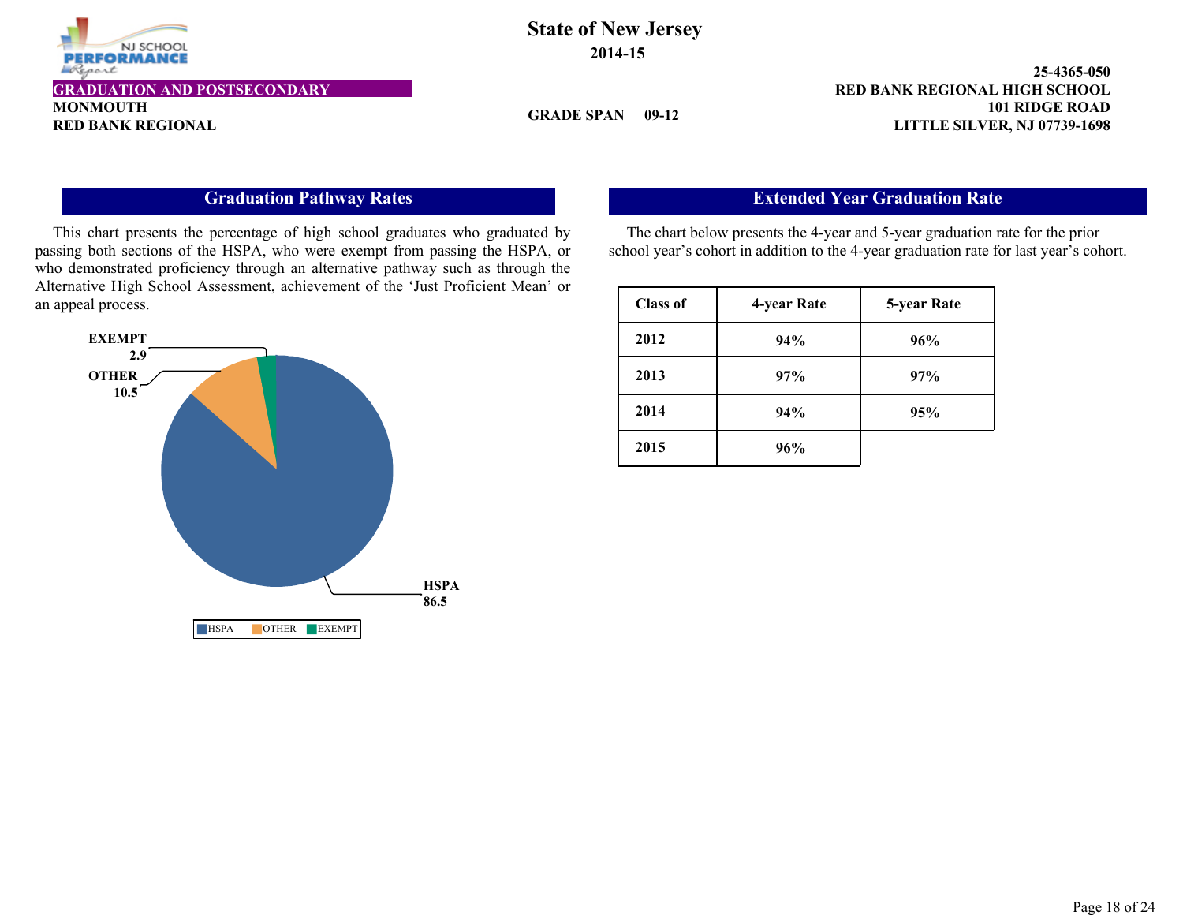# State of New Jersey

**2014-15**

**GRADUATION AND POSTSECONDARY**

**MONMOUTH**

**RED BANK REGIONAL**

**GRADE SPAN 09-12**

**25-4365-050**

**RED BANK REGIONAL HIGH SCHOOL**

**101 RIDGE ROAD**

**LITTLE SILVER, NJ 07739-1698**

## Graduation Pathway Rates

This chart presents the percentage of high school graduates who graduated by passing both sections of the HSPA, who were exempt from passing the HSPA, or who demonstrated proficiency through an alternative pathway such as through the Alternative High School Assessment, achievement of the 'Just Proficient Mean' or an appeal process.

| Pathway | Percentage |
|---|---|
| HSPA | 86.5 |
| OTHER | 10.5 |
| EXEMPT | 2.9 |

## Extended Year Graduation Rate

The chart below presents the 4-year and 5-year graduation rate for the prior school year's cohort in addition to the 4-year graduation rate for last year's cohort.

| Class of | 4-year Rate | 5-year Rate |
|---|---|---|
| 2012 | 94% | 96% |
| 2013 | 97% | 97% |
| 2014 | 94% | 95% |
| 2015 | 96% | |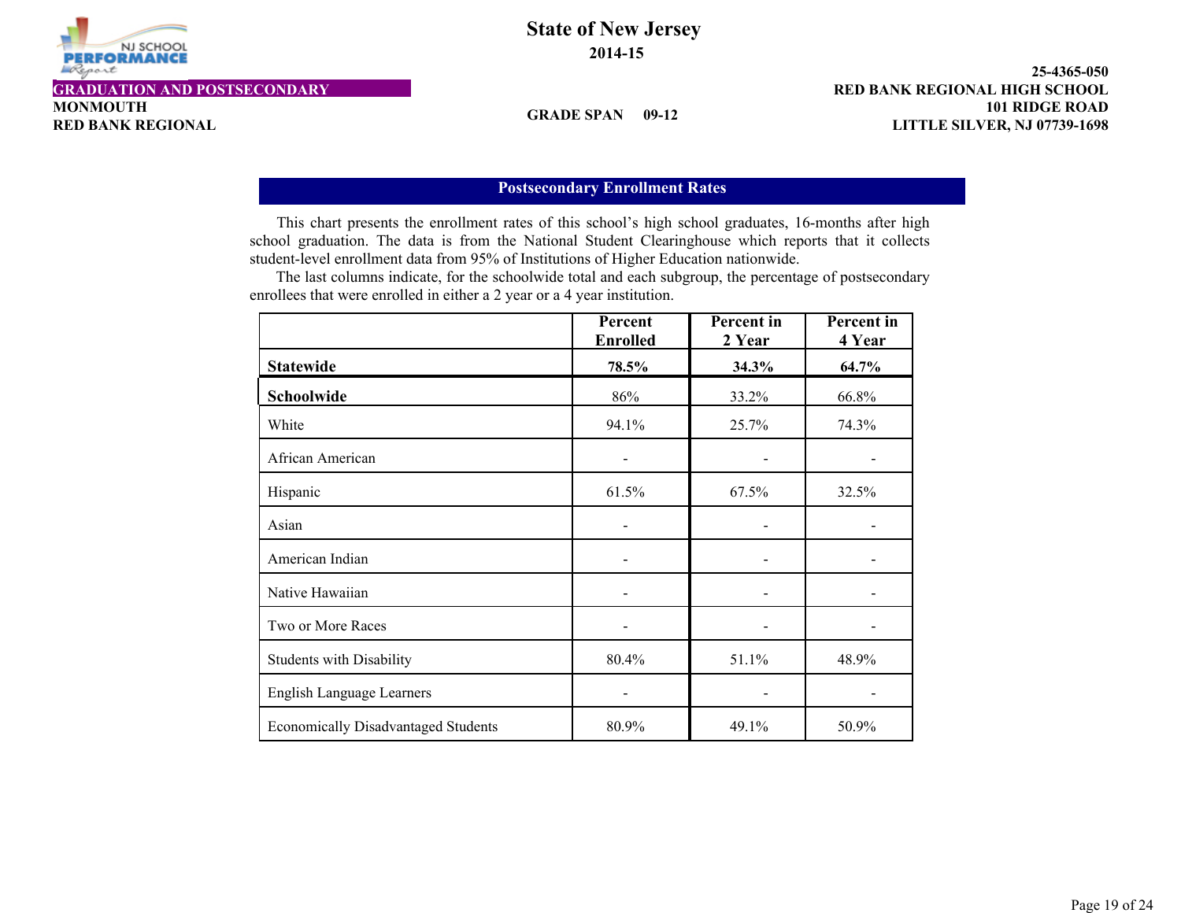# State of New Jersey

**2014-15**

**GRADUATION AND POSTSECONDARY**
**MONMOUTH**
**RED BANK REGIONAL**

**GRADE SPAN 09-12**

**25-4365-050**
**RED BANK REGIONAL HIGH SCHOOL**
**101 RIDGE ROAD**
**LITTLE SILVER, NJ 07739-1698**

## Postsecondary Enrollment Rates

This chart presents the enrollment rates of this school's high school graduates, 16-months after high school graduation. The data is from the National Student Clearinghouse which reports that it collects student-level enrollment data from 95% of Institutions of Higher Education nationwide.

The last columns indicate, for the schoolwide total and each subgroup, the percentage of postsecondary enrollees that were enrolled in either a 2 year or a 4 year institution.

| | Percent Enrolled | Percent in 2 Year | Percent in 4 Year |
|---|---|---|---|
| **Statewide** | **78.5%** | **34.3%** | **64.7%** |
| **Schoolwide** | 86% | 33.2% | 66.8% |
| White | 94.1% | 25.7% | 74.3% |
| African American | - | - | - |
| Hispanic | 61.5% | 67.5% | 32.5% |
| Asian | - | - | - |
| American Indian | - | - | - |
| Native Hawaiian | - | - | - |
| Two or More Races | - | - | - |
| Students with Disability | 80.4% | 51.1% | 48.9% |
| English Language Learners | - | - | - |
| Economically Disadvantaged Students | 80.9% | 49.1% | 50.9% |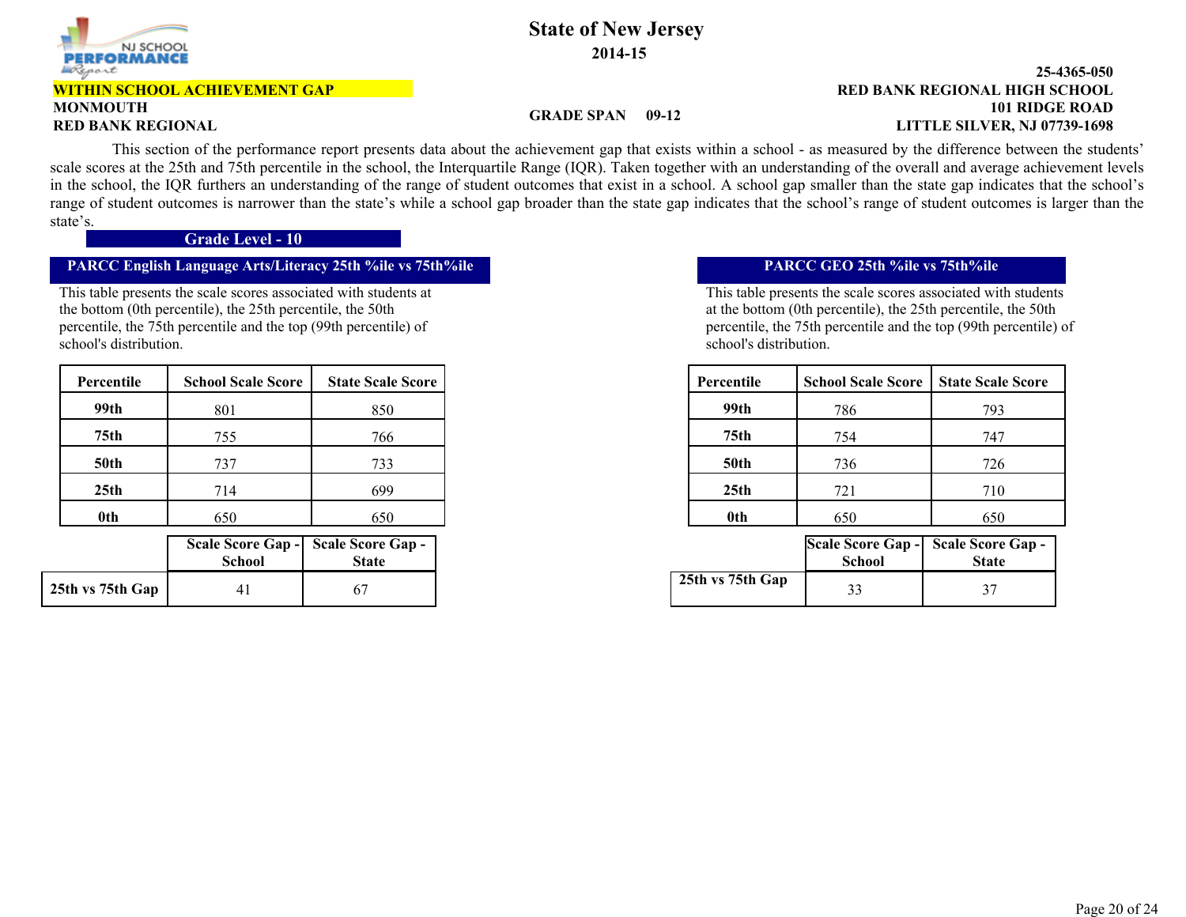# State of New Jersey

**2014-15**

**WITHIN SCHOOL ACHIEVEMENT GAP**

**MONMOUTH**

**RED BANK REGIONAL**

**GRADE SPAN 09-12**

**25-4365-050**
**RED BANK REGIONAL HIGH SCHOOL**
**101 RIDGE ROAD**
**LITTLE SILVER, NJ 07739-1698**

This section of the performance report presents data about the achievement gap that exists within a school - as measured by the difference between the students' scale scores at the 25th and 75th percentile in the school, the Interquartile Range (IQR). Taken together with an understanding of the overall and average achievement levels in the school, the IQR furthers an understanding of the range of student outcomes that exist in a school. A school gap smaller than the state gap indicates that the school's range of student outcomes is narrower than the state's while a school gap broader than the state gap indicates that the school's range of student outcomes is larger than the state's.

## Grade Level - 10

### PARCC English Language Arts/Literacy 25th %ile vs 75th%ile

This table presents the scale scores associated with students at the bottom (0th percentile), the 25th percentile, the 50th percentile, the 75th percentile and the top (99th percentile) of school's distribution.

| Percentile | School Scale Score | State Scale Score |
|---|---|---|
| 99th | 801 | 850 |
| 75th | 755 | 766 |
| 50th | 737 | 733 |
| 25th | 714 | 699 |
| 0th | 650 | 650 |

| | Scale Score Gap - School | Scale Score Gap - State |
|---|---|---|
| 25th vs 75th Gap | 41 | 67 |

### PARCC GEO 25th %ile vs 75th%ile

This table presents the scale scores associated with students at the bottom (0th percentile), the 25th percentile, the 50th percentile, the 75th percentile and the top (99th percentile) of school's distribution.

| Percentile | School Scale Score | State Scale Score |
|---|---|---|
| 99th | 786 | 793 |
| 75th | 754 | 747 |
| 50th | 736 | 726 |
| 25th | 721 | 710 |
| 0th | 650 | 650 |

| | Scale Score Gap - School | Scale Score Gap - State |
|---|---|---|
| 25th vs 75th Gap | 33 | 37 |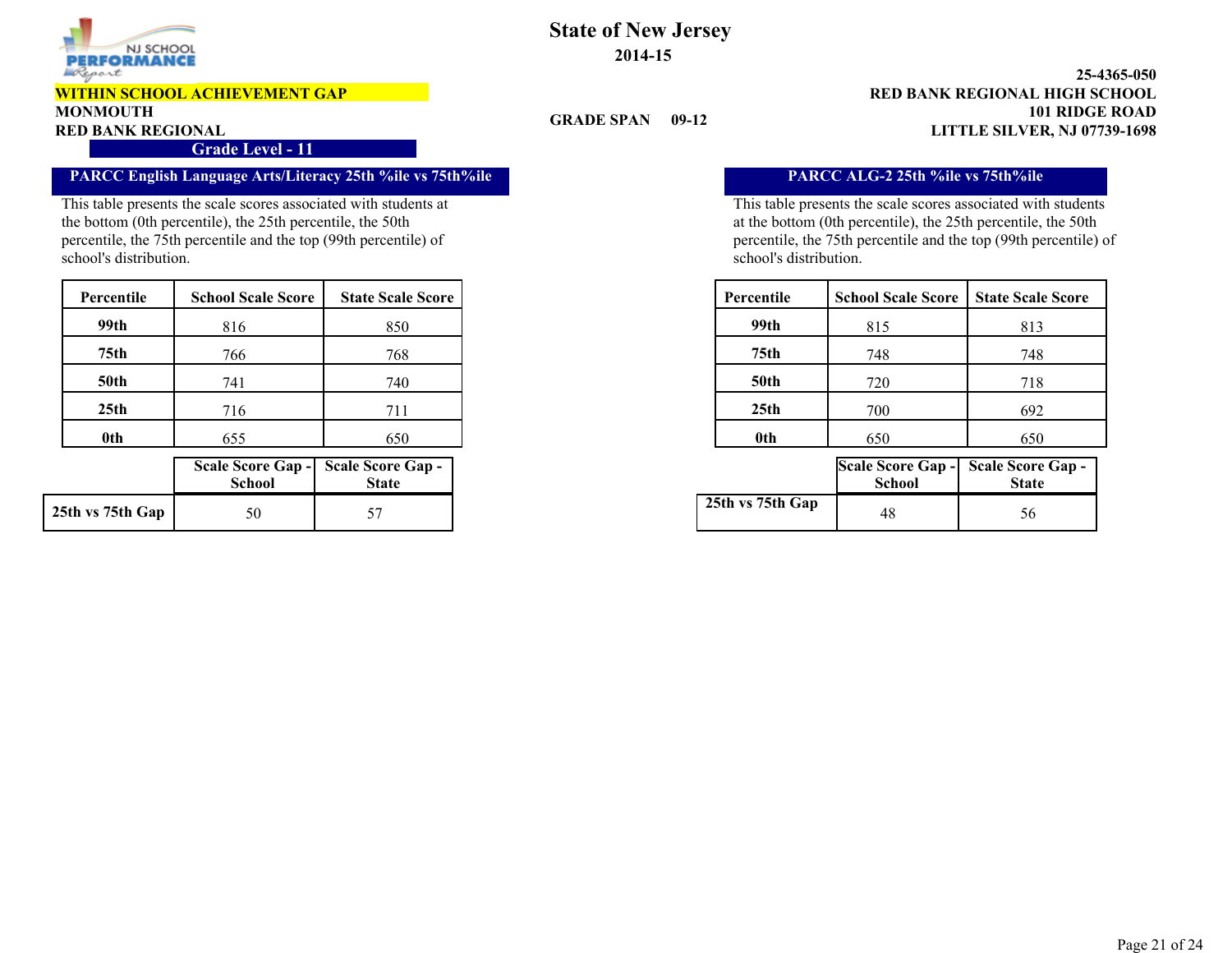# State of New Jersey

**2014-15**

**WITHIN SCHOOL ACHIEVEMENT GAP**

**MONMOUTH**

**RED BANK REGIONAL**

**GRADE SPAN 09-12**

**25-4365-050**
**RED BANK REGIONAL HIGH SCHOOL**
**101 RIDGE ROAD**
**LITTLE SILVER, NJ 07739-1698**

## Grade Level - 11

### PARCC English Language Arts/Literacy 25th %ile vs 75th%ile

This table presents the scale scores associated with students at the bottom (0th percentile), the 25th percentile, the 50th percentile, the 75th percentile and the top (99th percentile) of school's distribution.

| Percentile | School Scale Score | State Scale Score |
|---|---|---|
| **99th** | 816 | 850 |
| **75th** | 766 | 768 |
| **50th** | 741 | 740 |
| **25th** | 716 | 711 |
| **0th** | 655 | 650 |

| | Scale Score Gap - School | Scale Score Gap - State |
|---|---|---|
| **25th vs 75th Gap** | 50 | 57 |

### PARCC ALG-2 25th %ile vs 75th%ile

This table presents the scale scores associated with students at the bottom (0th percentile), the 25th percentile, the 50th percentile, the 75th percentile and the top (99th percentile) of school's distribution.

| Percentile | School Scale Score | State Scale Score |
|---|---|---|
| **99th** | 815 | 813 |
| **75th** | 748 | 748 |
| **50th** | 720 | 718 |
| **25th** | 700 | 692 |
| **0th** | 650 | 650 |

| | Scale Score Gap - School | Scale Score Gap - State |
|---|---|---|
| **25th vs 75th Gap** | 48 | 56 |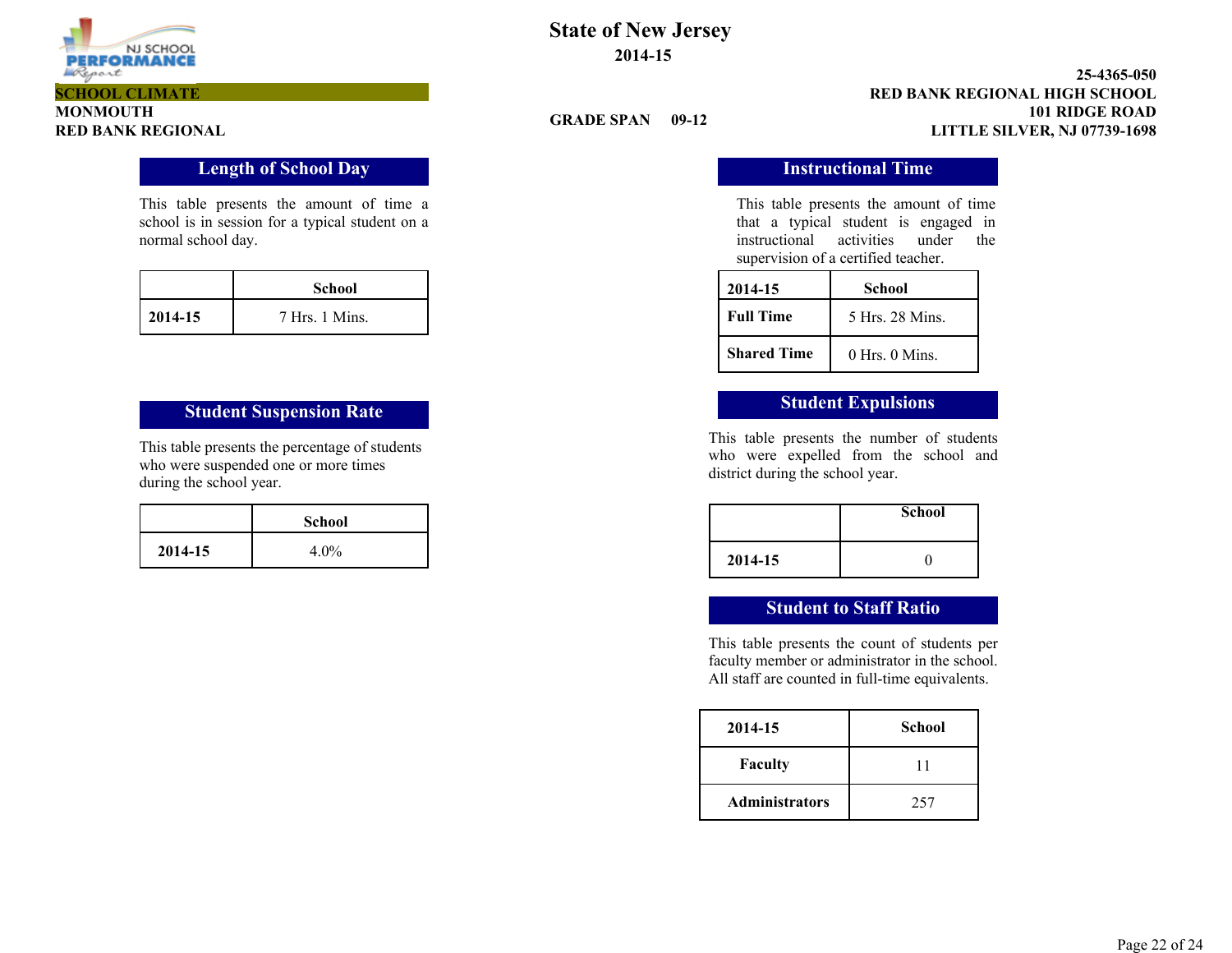**SCHOOL CLIMATE**

MONMOUTH
RED BANK REGIONAL

# State of New Jersey

**2014-15**

GRADE SPAN 09-12

25-4365-050
RED BANK REGIONAL HIGH SCHOOL
101 RIDGE ROAD
LITTLE SILVER, NJ 07739-1698

## Length of School Day

This table presents the amount of time a school is in session for a typical student on a normal school day.

| | School |
|---|---|
| **2014-15** | 7 Hrs. 1 Mins. |

## Instructional Time

This table presents the amount of time that a typical student is engaged in instructional activities under the supervision of a certified teacher.

| 2014-15 | School |
|---|---|
| **Full Time** | 5 Hrs. 28 Mins. |
| **Shared Time** | 0 Hrs. 0 Mins. |

## Student Suspension Rate

This table presents the percentage of students who were suspended one or more times during the school year.

| | School |
|---|---|
| **2014-15** | 4.0% |

## Student Expulsions

This table presents the number of students who were expelled from the school and district during the school year.

| | School |
|---|---|
| **2014-15** | 0 |

## Student to Staff Ratio

This table presents the count of students per faculty member or administrator in the school. All staff are counted in full-time equivalents.

| 2014-15 | School |
|---|---|
| **Faculty** | 11 |
| **Administrators** | 257 |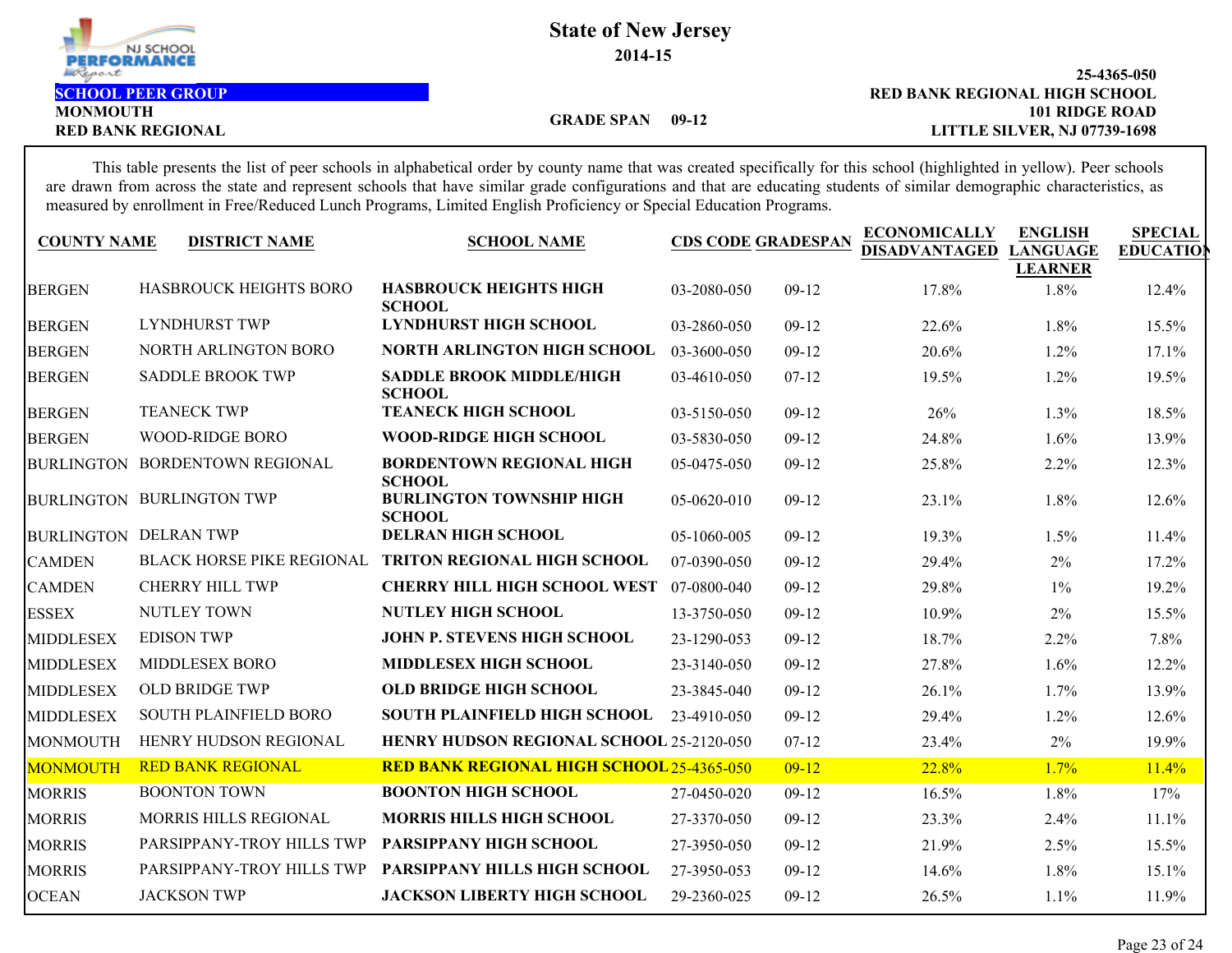**State of New Jersey**

**2014-15**

**SCHOOL PEER GROUP**

**MONMOUTH**

**RED BANK REGIONAL**

**GRADE SPAN 09-12**

**25-4365-050**

**RED BANK REGIONAL HIGH SCHOOL**

**101 RIDGE ROAD**

**LITTLE SILVER, NJ 07739-1698**

This table presents the list of peer schools in alphabetical order by county name that was created specifically for this school (highlighted in yellow). Peer schools are drawn from across the state and represent schools that have similar grade configurations and that are educating students of similar demographic characteristics, as measured by enrollment in Free/Reduced Lunch Programs, Limited English Proficiency or Special Education Programs.

| COUNTY NAME | DISTRICT NAME | SCHOOL NAME | CDS CODE | GRADESPAN | ECONOMICALLY DISADVANTAGED | ENGLISH LANGUAGE LEARNER | SPECIAL EDUCATION |
|---|---|---|---|---|---|---|---|
| BERGEN | HASBROUCK HEIGHTS BORO | **HASBROUCK HEIGHTS HIGH SCHOOL** | 03-2080-050 | 09-12 | 17.8% | 1.8% | 12.4% |
| BERGEN | LYNDHURST TWP | **LYNDHURST HIGH SCHOOL** | 03-2860-050 | 09-12 | 22.6% | 1.8% | 15.5% |
| BERGEN | NORTH ARLINGTON BORO | **NORTH ARLINGTON HIGH SCHOOL** | 03-3600-050 | 09-12 | 20.6% | 1.2% | 17.1% |
| BERGEN | SADDLE BROOK TWP | **SADDLE BROOK MIDDLE/HIGH SCHOOL** | 03-4610-050 | 07-12 | 19.5% | 1.2% | 19.5% |
| BERGEN | TEANECK TWP | **TEANECK HIGH SCHOOL** | 03-5150-050 | 09-12 | 26% | 1.3% | 18.5% |
| BERGEN | WOOD-RIDGE BORO | **WOOD-RIDGE HIGH SCHOOL** | 03-5830-050 | 09-12 | 24.8% | 1.6% | 13.9% |
| BURLINGTON | BORDENTOWN REGIONAL | **BORDENTOWN REGIONAL HIGH SCHOOL** | 05-0475-050 | 09-12 | 25.8% | 2.2% | 12.3% |
| BURLINGTON | BURLINGTON TWP | **BURLINGTON TOWNSHIP HIGH SCHOOL** | 05-0620-010 | 09-12 | 23.1% | 1.8% | 12.6% |
| BURLINGTON | DELRAN TWP | **DELRAN HIGH SCHOOL** | 05-1060-005 | 09-12 | 19.3% | 1.5% | 11.4% |
| CAMDEN | BLACK HORSE PIKE REGIONAL | **TRITON REGIONAL HIGH SCHOOL** | 07-0390-050 | 09-12 | 29.4% | 2% | 17.2% |
| CAMDEN | CHERRY HILL TWP | **CHERRY HILL HIGH SCHOOL WEST** | 07-0800-040 | 09-12 | 29.8% | 1% | 19.2% |
| ESSEX | NUTLEY TOWN | **NUTLEY HIGH SCHOOL** | 13-3750-050 | 09-12 | 10.9% | 2% | 15.5% |
| MIDDLESEX | EDISON TWP | **JOHN P. STEVENS HIGH SCHOOL** | 23-1290-053 | 09-12 | 18.7% | 2.2% | 7.8% |
| MIDDLESEX | MIDDLESEX BORO | **MIDDLESEX HIGH SCHOOL** | 23-3140-050 | 09-12 | 27.8% | 1.6% | 12.2% |
| MIDDLESEX | OLD BRIDGE TWP | **OLD BRIDGE HIGH SCHOOL** | 23-3845-040 | 09-12 | 26.1% | 1.7% | 13.9% |
| MIDDLESEX | SOUTH PLAINFIELD BORO | **SOUTH PLAINFIELD HIGH SCHOOL** | 23-4910-050 | 09-12 | 29.4% | 1.2% | 12.6% |
| MONMOUTH | HENRY HUDSON REGIONAL | **HENRY HUDSON REGIONAL SCHOOL** | 25-2120-050 | 07-12 | 23.4% | 2% | 19.9% |
| MONMOUTH | RED BANK REGIONAL | **RED BANK REGIONAL HIGH SCHOOL** | 25-4365-050 | 09-12 | 22.8% | 1.7% | 11.4% |
| MORRIS | BOONTON TOWN | **BOONTON HIGH SCHOOL** | 27-0450-020 | 09-12 | 16.5% | 1.8% | 17% |
| MORRIS | MORRIS HILLS REGIONAL | **MORRIS HILLS HIGH SCHOOL** | 27-3370-050 | 09-12 | 23.3% | 2.4% | 11.1% |
| MORRIS | PARSIPPANY-TROY HILLS TWP | **PARSIPPANY HIGH SCHOOL** | 27-3950-050 | 09-12 | 21.9% | 2.5% | 15.5% |
| MORRIS | PARSIPPANY-TROY HILLS TWP | **PARSIPPANY HILLS HIGH SCHOOL** | 27-3950-053 | 09-12 | 14.6% | 1.8% | 15.1% |
| OCEAN | JACKSON TWP | **JACKSON LIBERTY HIGH SCHOOL** | 29-2360-025 | 09-12 | 26.5% | 1.1% | 11.9% |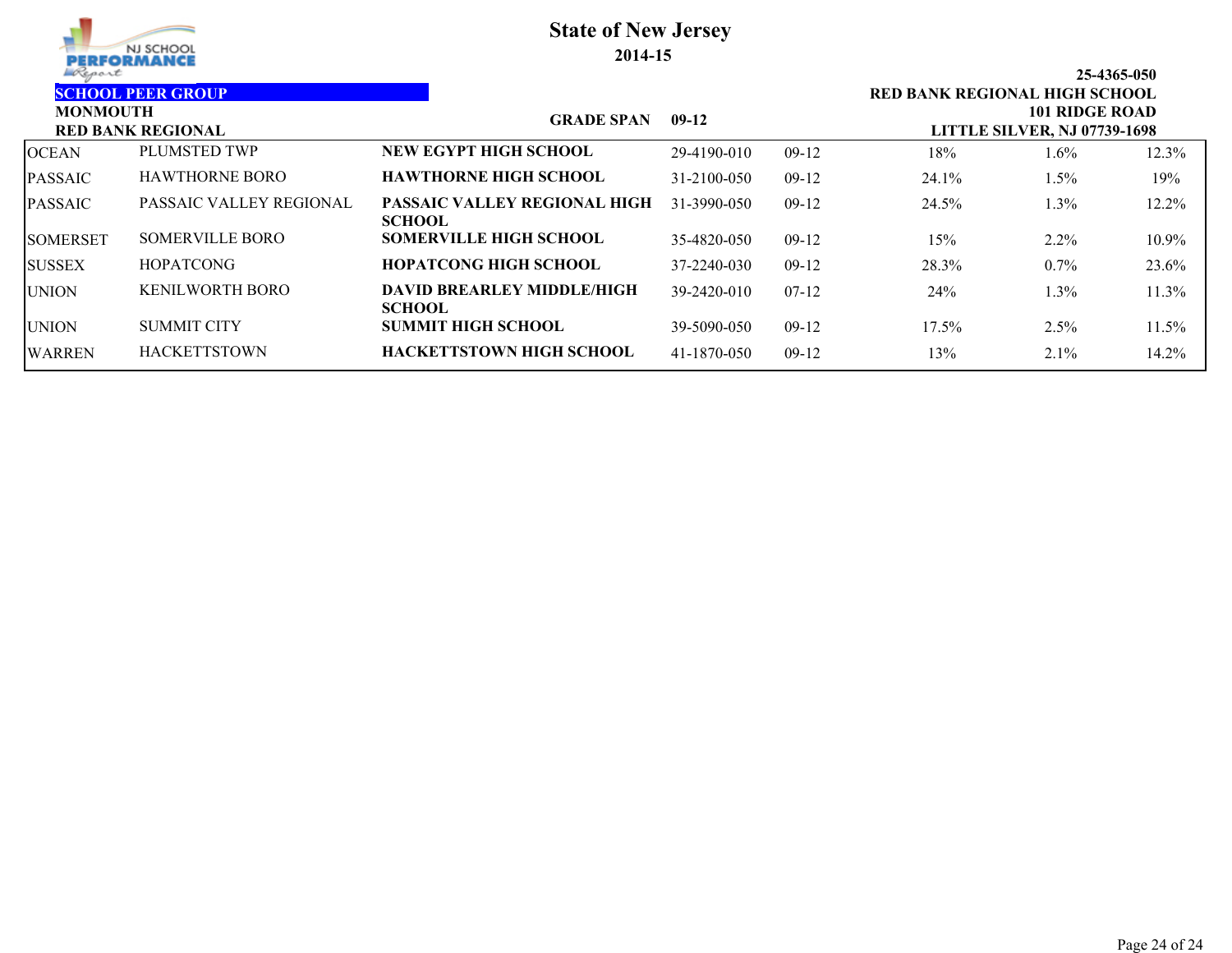# State of New Jersey

**2014-15**

**SCHOOL PEER GROUP**

**MONMOUTH**

**RED BANK REGIONAL**

**GRADE SPAN** 09-12

**25-4365-050**
**RED BANK REGIONAL HIGH SCHOOL**
**101 RIDGE ROAD**
**LITTLE SILVER, NJ 07739-1698**

| | | | | | | | |
|---|---|---|---|---|---|---|---|
| OCEAN | PLUMSTED TWP | **NEW EGYPT HIGH SCHOOL** | 29-4190-010 | 09-12 | 18% | 1.6% | 12.3% |
| PASSAIC | HAWTHORNE BORO | **HAWTHORNE HIGH SCHOOL** | 31-2100-050 | 09-12 | 24.1% | 1.5% | 19% |
| PASSAIC | PASSAIC VALLEY REGIONAL | **PASSAIC VALLEY REGIONAL HIGH SCHOOL** | 31-3990-050 | 09-12 | 24.5% | 1.3% | 12.2% |
| SOMERSET | SOMERVILLE BORO | **SOMERVILLE HIGH SCHOOL** | 35-4820-050 | 09-12 | 15% | 2.2% | 10.9% |
| SUSSEX | HOPATCONG | **HOPATCONG HIGH SCHOOL** | 37-2240-030 | 09-12 | 28.3% | 0.7% | 23.6% |
| UNION | KENILWORTH BORO | **DAVID BREARLEY MIDDLE/HIGH SCHOOL** | 39-2420-010 | 07-12 | 24% | 1.3% | 11.3% |
| UNION | SUMMIT CITY | **SUMMIT HIGH SCHOOL** | 39-5090-050 | 09-12 | 17.5% | 2.5% | 11.5% |
| WARREN | HACKETTSTOWN | **HACKETTSTOWN HIGH SCHOOL** | 41-1870-050 | 09-12 | 13% | 2.1% | 14.2% |